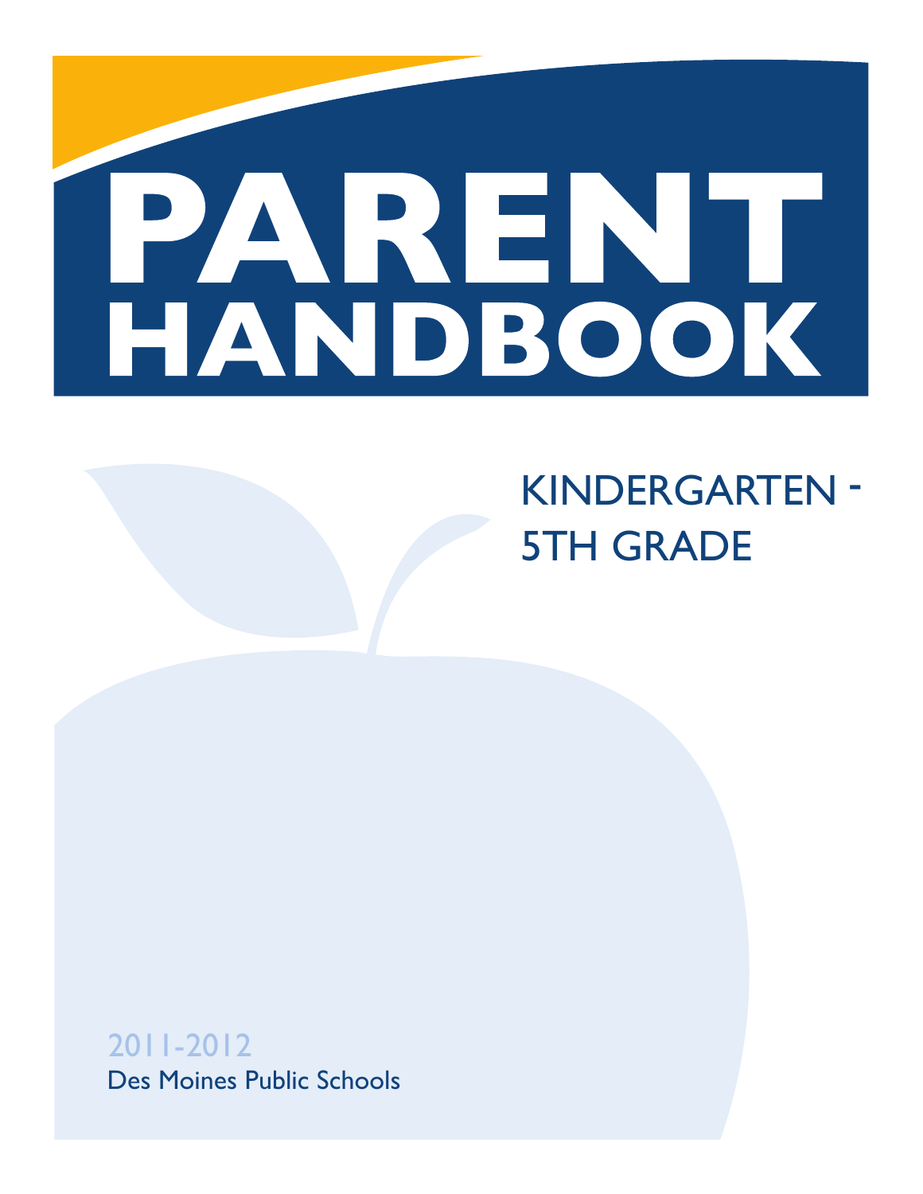# PARENT HANDBOOK

## KINDERGARTEN - 5TH GRADE

2011-2012

Des Moines Public Schools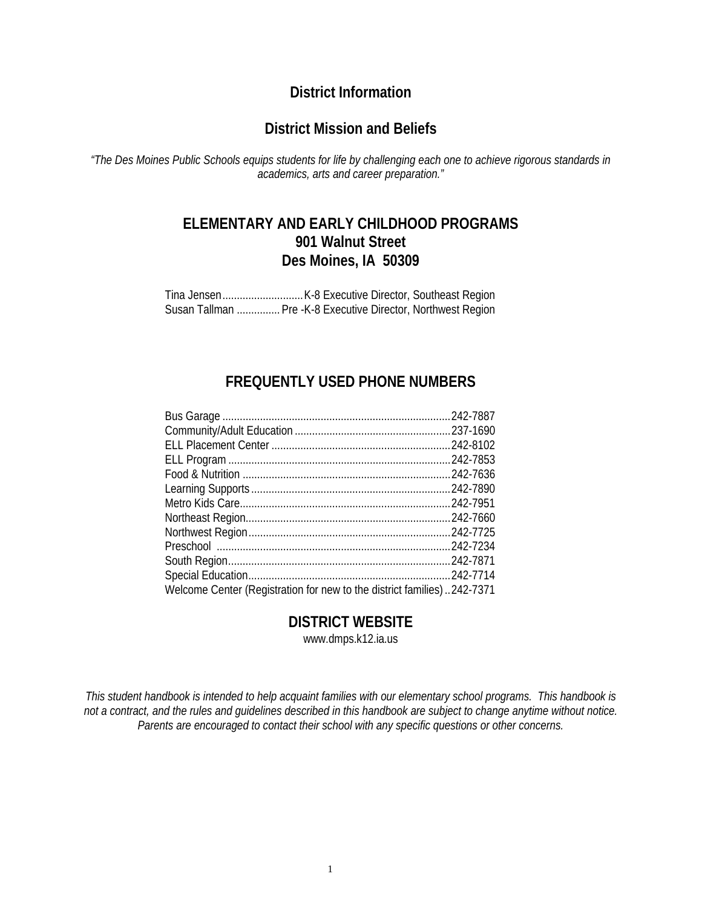# District Information

## District Mission and Beliefs

*"The Des Moines Public Schools equips students for life by challenging each one to achieve rigorous standards in academics, arts and career preparation."*

## ELEMENTARY AND EARLY CHILDHOOD PROGRAMS
## 901 Walnut Street
## Des Moines, IA 50309

Tina Jensen............................K-8 Executive Director, Southeast Region
Susan Tallman ............... Pre -K-8 Executive Director, Northwest Region

## FREQUENTLY USED PHONE NUMBERS

| | |
|---|---|
| Bus Garage | 242-7887 |
| Community/Adult Education | 237-1690 |
| ELL Placement Center | 242-8102 |
| ELL Program | 242-7853 |
| Food & Nutrition | 242-7636 |
| Learning Supports | 242-7890 |
| Metro Kids Care | 242-7951 |
| Northeast Region | 242-7660 |
| Northwest Region | 242-7725 |
| Preschool | 242-7234 |
| South Region | 242-7871 |
| Special Education | 242-7714 |
| Welcome Center (Registration for new to the district families) | 242-7371 |

## DISTRICT WEBSITE

www.dmps.k12.ia.us

*This student handbook is intended to help acquaint families with our elementary school programs. This handbook is not a contract, and the rules and guidelines described in this handbook are subject to change anytime without notice. Parents are encouraged to contact their school with any specific questions or other concerns.*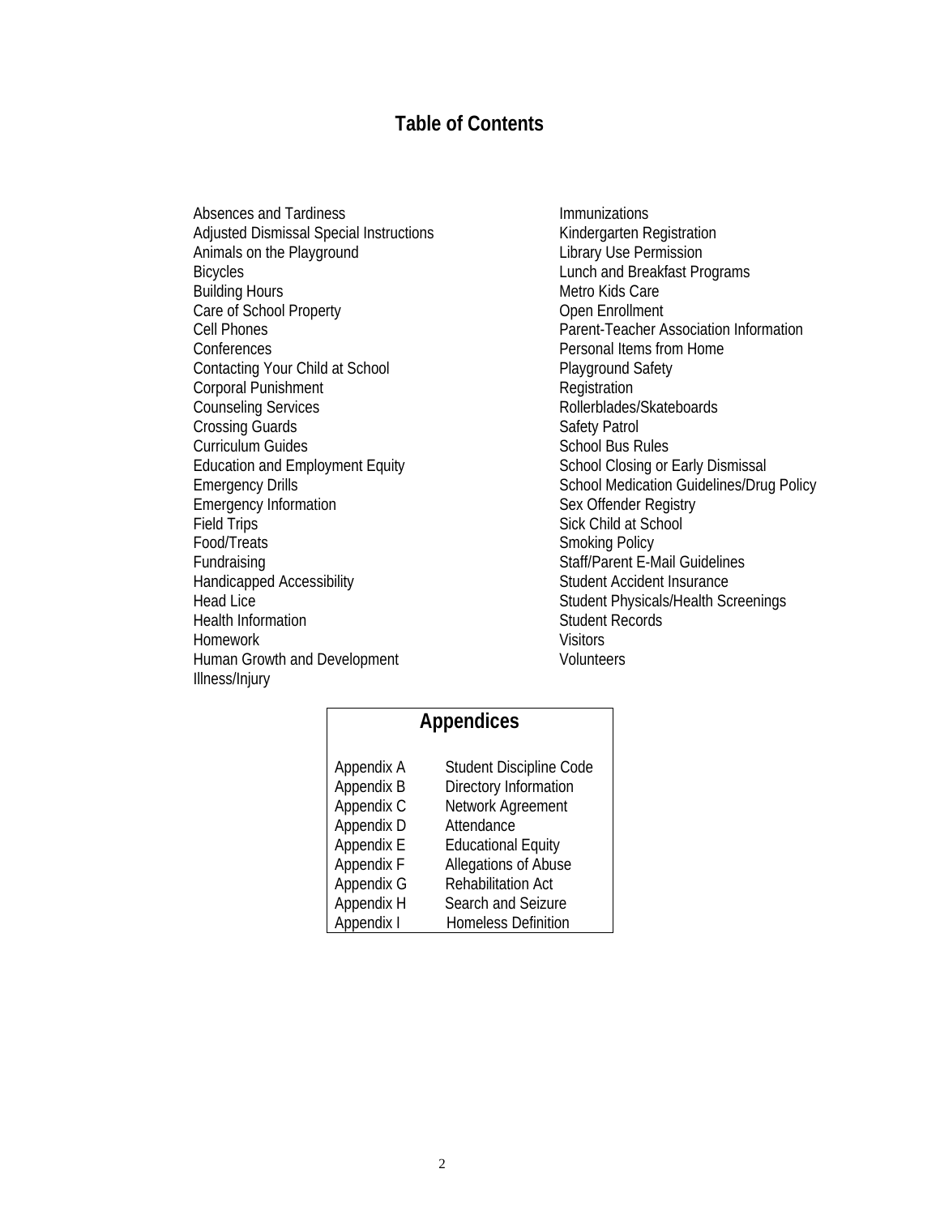## Table of Contents

Absences and Tardiness
Adjusted Dismissal Special Instructions
Animals on the Playground
Bicycles
Building Hours
Care of School Property
Cell Phones
Conferences
Contacting Your Child at School
Corporal Punishment
Counseling Services
Crossing Guards
Curriculum Guides
Education and Employment Equity
Emergency Drills
Emergency Information
Field Trips
Food/Treats
Fundraising
Handicapped Accessibility
Head Lice
Health Information
Homework
Human Growth and Development
Illness/Injury
Immunizations
Kindergarten Registration
Library Use Permission
Lunch and Breakfast Programs
Metro Kids Care
Open Enrollment
Parent-Teacher Association Information
Personal Items from Home
Playground Safety
Registration
Rollerblades/Skateboards
Safety Patrol
School Bus Rules
School Closing or Early Dismissal
School Medication Guidelines/Drug Policy
Sex Offender Registry
Sick Child at School
Smoking Policy
Staff/Parent E-Mail Guidelines
Student Accident Insurance
Student Physicals/Health Screenings
Student Records
Visitors
Volunteers

### Appendices

| | |
|---|---|
| Appendix A | Student Discipline Code |
| Appendix B | Directory Information |
| Appendix C | Network Agreement |
| Appendix D | Attendance |
| Appendix E | Educational Equity |
| Appendix F | Allegations of Abuse |
| Appendix G | Rehabilitation Act |
| Appendix H | Search and Seizure |
| Appendix I | Homeless Definition |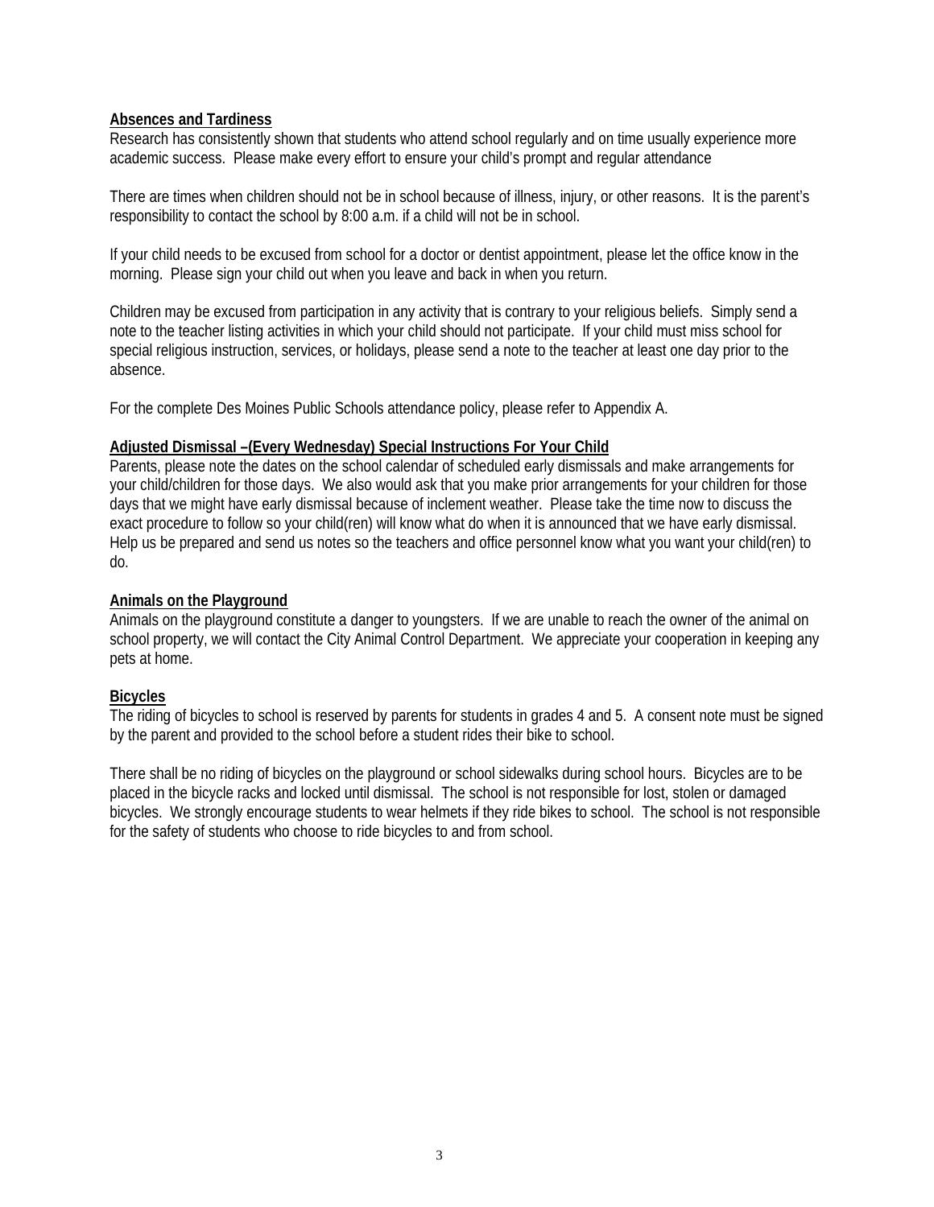**Absences and Tardiness**

Research has consistently shown that students who attend school regularly and on time usually experience more academic success. Please make every effort to ensure your child's prompt and regular attendance

There are times when children should not be in school because of illness, injury, or other reasons. It is the parent's responsibility to contact the school by 8:00 a.m. if a child will not be in school.

If your child needs to be excused from school for a doctor or dentist appointment, please let the office know in the morning. Please sign your child out when you leave and back in when you return.

Children may be excused from participation in any activity that is contrary to your religious beliefs. Simply send a note to the teacher listing activities in which your child should not participate. If your child must miss school for special religious instruction, services, or holidays, please send a note to the teacher at least one day prior to the absence.

For the complete Des Moines Public Schools attendance policy, please refer to Appendix A.

**Adjusted Dismissal –(Every Wednesday) Special Instructions For Your Child**

Parents, please note the dates on the school calendar of scheduled early dismissals and make arrangements for your child/children for those days. We also would ask that you make prior arrangements for your children for those days that we might have early dismissal because of inclement weather. Please take the time now to discuss the exact procedure to follow so your child(ren) will know what do when it is announced that we have early dismissal. Help us be prepared and send us notes so the teachers and office personnel know what you want your child(ren) to do.

**Animals on the Playground**

Animals on the playground constitute a danger to youngsters. If we are unable to reach the owner of the animal on school property, we will contact the City Animal Control Department. We appreciate your cooperation in keeping any pets at home.

**Bicycles**

The riding of bicycles to school is reserved by parents for students in grades 4 and 5. A consent note must be signed by the parent and provided to the school before a student rides their bike to school.

There shall be no riding of bicycles on the playground or school sidewalks during school hours. Bicycles are to be placed in the bicycle racks and locked until dismissal. The school is not responsible for lost, stolen or damaged bicycles. We strongly encourage students to wear helmets if they ride bikes to school. The school is not responsible for the safety of students who choose to ride bicycles to and from school.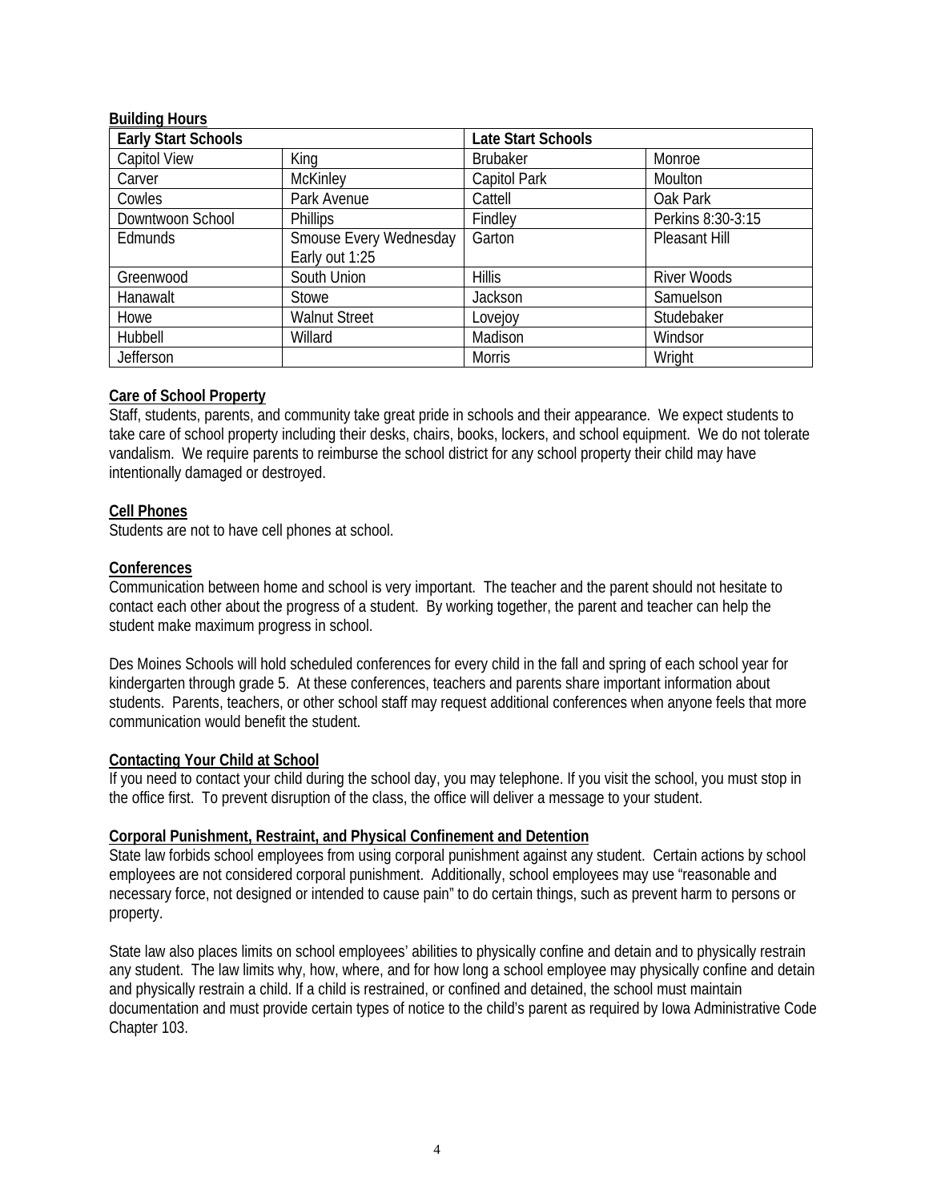**Building Hours**

| Early Start Schools | | Late Start Schools | |
|---|---|---|---|
| Capitol View | King | Brubaker | Monroe |
| Carver | McKinley | Capitol Park | Moulton |
| Cowles | Park Avenue | Cattell | Oak Park |
| Downtwoon School | Phillips | Findley | Perkins 8:30-3:15 |
| Edmunds | Smouse Every Wednesday Early out 1:25 | Garton | Pleasant Hill |
| Greenwood | South Union | Hillis | River Woods |
| Hanawalt | Stowe | Jackson | Samuelson |
| Howe | Walnut Street | Lovejoy | Studebaker |
| Hubbell | Willard | Madison | Windsor |
| Jefferson | | Morris | Wright |

**Care of School Property**

Staff, students, parents, and community take great pride in schools and their appearance. We expect students to take care of school property including their desks, chairs, books, lockers, and school equipment. We do not tolerate vandalism. We require parents to reimburse the school district for any school property their child may have intentionally damaged or destroyed.

**Cell Phones**

Students are not to have cell phones at school.

**Conferences**

Communication between home and school is very important. The teacher and the parent should not hesitate to contact each other about the progress of a student. By working together, the parent and teacher can help the student make maximum progress in school.

Des Moines Schools will hold scheduled conferences for every child in the fall and spring of each school year for kindergarten through grade 5. At these conferences, teachers and parents share important information about students. Parents, teachers, or other school staff may request additional conferences when anyone feels that more communication would benefit the student.

**Contacting Your Child at School**

If you need to contact your child during the school day, you may telephone. If you visit the school, you must stop in the office first. To prevent disruption of the class, the office will deliver a message to your student.

**Corporal Punishment, Restraint, and Physical Confinement and Detention**

State law forbids school employees from using corporal punishment against any student. Certain actions by school employees are not considered corporal punishment. Additionally, school employees may use "reasonable and necessary force, not designed or intended to cause pain" to do certain things, such as prevent harm to persons or property.

State law also places limits on school employees' abilities to physically confine and detain and to physically restrain any student. The law limits why, how, where, and for how long a school employee may physically confine and detain and physically restrain a child. If a child is restrained, or confined and detained, the school must maintain documentation and must provide certain types of notice to the child's parent as required by Iowa Administrative Code Chapter 103.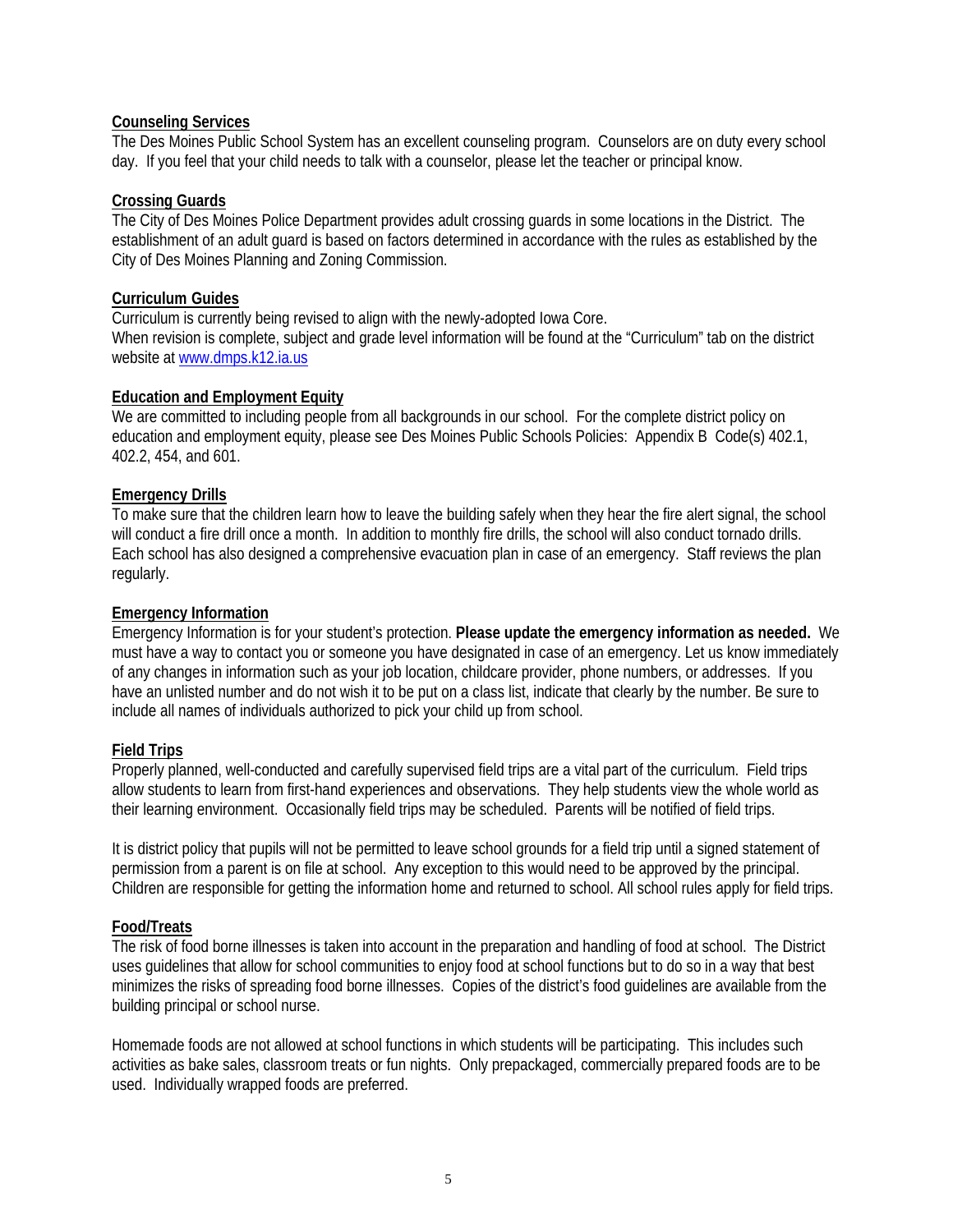**Counseling Services**

The Des Moines Public School System has an excellent counseling program. Counselors are on duty every school day. If you feel that your child needs to talk with a counselor, please let the teacher or principal know.

**Crossing Guards**

The City of Des Moines Police Department provides adult crossing guards in some locations in the District. The establishment of an adult guard is based on factors determined in accordance with the rules as established by the City of Des Moines Planning and Zoning Commission.

**Curriculum Guides**

Curriculum is currently being revised to align with the newly-adopted Iowa Core.
When revision is complete, subject and grade level information will be found at the "Curriculum" tab on the district website at www.dmps.k12.ia.us

**Education and Employment Equity**

We are committed to including people from all backgrounds in our school. For the complete district policy on education and employment equity, please see Des Moines Public Schools Policies: Appendix B Code(s) 402.1, 402.2, 454, and 601.

**Emergency Drills**

To make sure that the children learn how to leave the building safely when they hear the fire alert signal, the school will conduct a fire drill once a month. In addition to monthly fire drills, the school will also conduct tornado drills. Each school has also designed a comprehensive evacuation plan in case of an emergency. Staff reviews the plan regularly.

**Emergency Information**

Emergency Information is for your student's protection. **Please update the emergency information as needed.** We must have a way to contact you or someone you have designated in case of an emergency. Let us know immediately of any changes in information such as your job location, childcare provider, phone numbers, or addresses. If you have an unlisted number and do not wish it to be put on a class list, indicate that clearly by the number. Be sure to include all names of individuals authorized to pick your child up from school.

**Field Trips**

Properly planned, well-conducted and carefully supervised field trips are a vital part of the curriculum. Field trips allow students to learn from first-hand experiences and observations. They help students view the whole world as their learning environment. Occasionally field trips may be scheduled. Parents will be notified of field trips.

It is district policy that pupils will not be permitted to leave school grounds for a field trip until a signed statement of permission from a parent is on file at school. Any exception to this would need to be approved by the principal. Children are responsible for getting the information home and returned to school. All school rules apply for field trips.

**Food/Treats**

The risk of food borne illnesses is taken into account in the preparation and handling of food at school. The District uses guidelines that allow for school communities to enjoy food at school functions but to do so in a way that best minimizes the risks of spreading food borne illnesses. Copies of the district's food guidelines are available from the building principal or school nurse.

Homemade foods are not allowed at school functions in which students will be participating. This includes such activities as bake sales, classroom treats or fun nights. Only prepackaged, commercially prepared foods are to be used. Individually wrapped foods are preferred.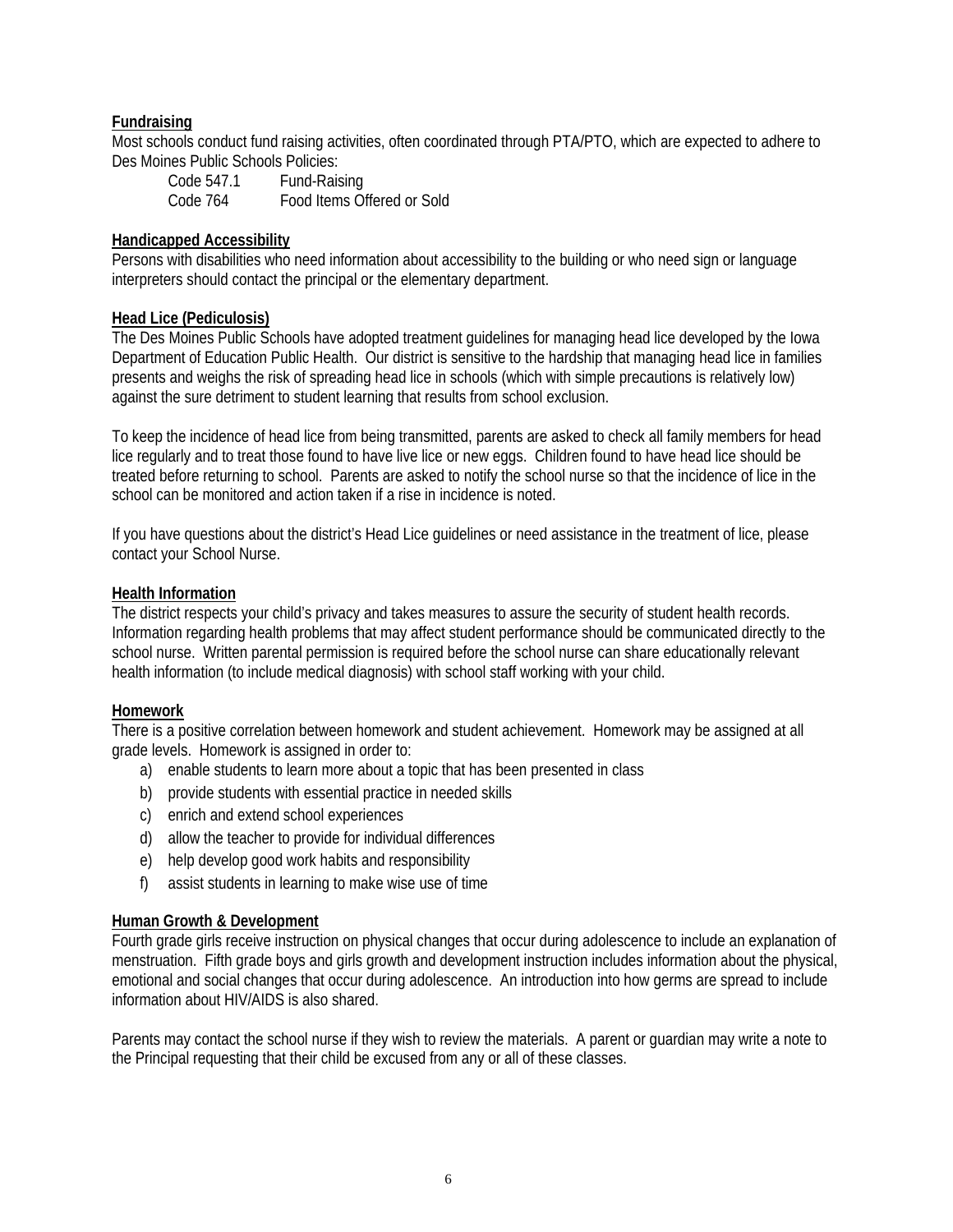**Fundraising**

Most schools conduct fund raising activities, often coordinated through PTA/PTO, which are expected to adhere to Des Moines Public Schools Policies:

Code 547.1 Fund-Raising
Code 764 Food Items Offered or Sold

**Handicapped Accessibility**

Persons with disabilities who need information about accessibility to the building or who need sign or language interpreters should contact the principal or the elementary department.

**Head Lice (Pediculosis)**

The Des Moines Public Schools have adopted treatment guidelines for managing head lice developed by the Iowa Department of Education Public Health. Our district is sensitive to the hardship that managing head lice in families presents and weighs the risk of spreading head lice in schools (which with simple precautions is relatively low) against the sure detriment to student learning that results from school exclusion.

To keep the incidence of head lice from being transmitted, parents are asked to check all family members for head lice regularly and to treat those found to have live lice or new eggs. Children found to have head lice should be treated before returning to school. Parents are asked to notify the school nurse so that the incidence of lice in the school can be monitored and action taken if a rise in incidence is noted.

If you have questions about the district's Head Lice guidelines or need assistance in the treatment of lice, please contact your School Nurse.

**Health Information**

The district respects your child's privacy and takes measures to assure the security of student health records. Information regarding health problems that may affect student performance should be communicated directly to the school nurse. Written parental permission is required before the school nurse can share educationally relevant health information (to include medical diagnosis) with school staff working with your child.

**Homework**

There is a positive correlation between homework and student achievement. Homework may be assigned at all grade levels. Homework is assigned in order to:

a) enable students to learn more about a topic that has been presented in class
b) provide students with essential practice in needed skills
c) enrich and extend school experiences
d) allow the teacher to provide for individual differences
e) help develop good work habits and responsibility
f) assist students in learning to make wise use of time

**Human Growth & Development**

Fourth grade girls receive instruction on physical changes that occur during adolescence to include an explanation of menstruation. Fifth grade boys and girls growth and development instruction includes information about the physical, emotional and social changes that occur during adolescence. An introduction into how germs are spread to include information about HIV/AIDS is also shared.

Parents may contact the school nurse if they wish to review the materials. A parent or guardian may write a note to the Principal requesting that their child be excused from any or all of these classes.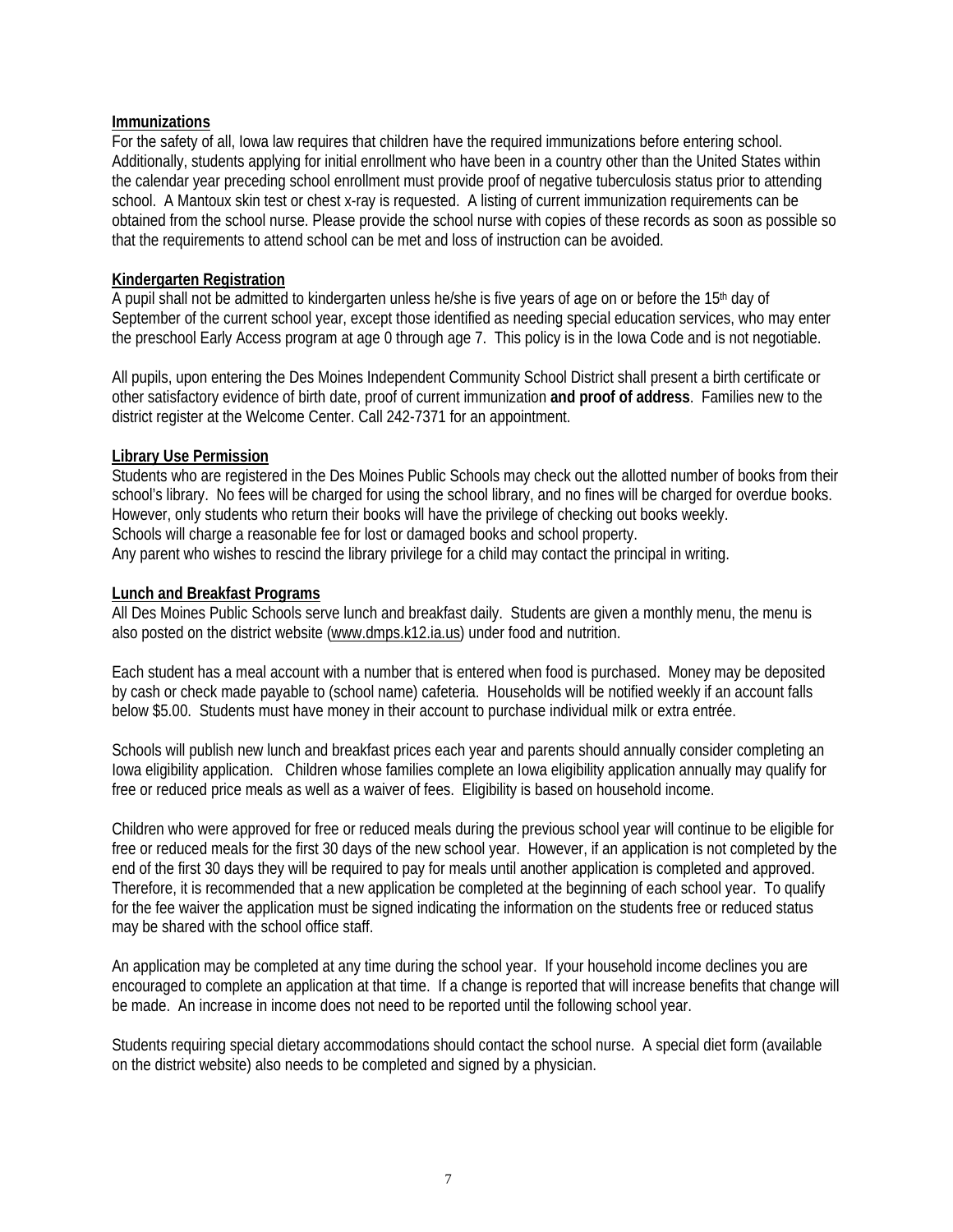**Immunizations**

For the safety of all, Iowa law requires that children have the required immunizations before entering school. Additionally, students applying for initial enrollment who have been in a country other than the United States within the calendar year preceding school enrollment must provide proof of negative tuberculosis status prior to attending school. A Mantoux skin test or chest x-ray is requested. A listing of current immunization requirements can be obtained from the school nurse. Please provide the school nurse with copies of these records as soon as possible so that the requirements to attend school can be met and loss of instruction can be avoided.

**Kindergarten Registration**

A pupil shall not be admitted to kindergarten unless he/she is five years of age on or before the 15th day of September of the current school year, except those identified as needing special education services, who may enter the preschool Early Access program at age 0 through age 7. This policy is in the Iowa Code and is not negotiable.

All pupils, upon entering the Des Moines Independent Community School District shall present a birth certificate or other satisfactory evidence of birth date, proof of current immunization **and proof of address**. Families new to the district register at the Welcome Center. Call 242-7371 for an appointment.

**Library Use Permission**

Students who are registered in the Des Moines Public Schools may check out the allotted number of books from their school's library. No fees will be charged for using the school library, and no fines will be charged for overdue books. However, only students who return their books will have the privilege of checking out books weekly.
Schools will charge a reasonable fee for lost or damaged books and school property.
Any parent who wishes to rescind the library privilege for a child may contact the principal in writing.

**Lunch and Breakfast Programs**

All Des Moines Public Schools serve lunch and breakfast daily. Students are given a monthly menu, the menu is also posted on the district website (www.dmps.k12.ia.us) under food and nutrition.

Each student has a meal account with a number that is entered when food is purchased. Money may be deposited by cash or check made payable to (school name) cafeteria. Households will be notified weekly if an account falls below $5.00. Students must have money in their account to purchase individual milk or extra entrée.

Schools will publish new lunch and breakfast prices each year and parents should annually consider completing an Iowa eligibility application. Children whose families complete an Iowa eligibility application annually may qualify for free or reduced price meals as well as a waiver of fees. Eligibility is based on household income.

Children who were approved for free or reduced meals during the previous school year will continue to be eligible for free or reduced meals for the first 30 days of the new school year. However, if an application is not completed by the end of the first 30 days they will be required to pay for meals until another application is completed and approved. Therefore, it is recommended that a new application be completed at the beginning of each school year. To qualify for the fee waiver the application must be signed indicating the information on the students free or reduced status may be shared with the school office staff.

An application may be completed at any time during the school year. If your household income declines you are encouraged to complete an application at that time. If a change is reported that will increase benefits that change will be made. An increase in income does not need to be reported until the following school year.

Students requiring special dietary accommodations should contact the school nurse. A special diet form (available on the district website) also needs to be completed and signed by a physician.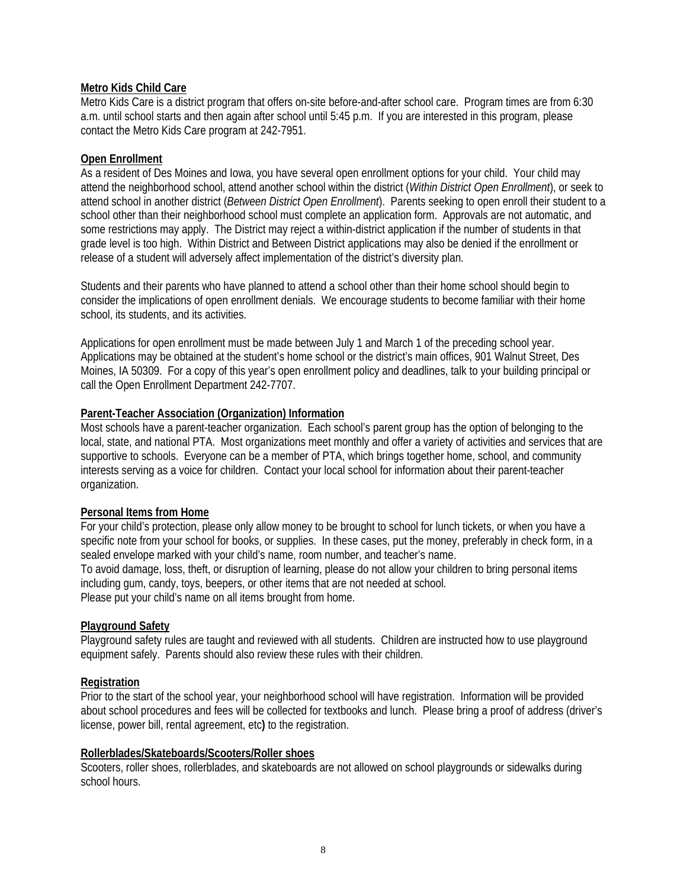**Metro Kids Child Care**

Metro Kids Care is a district program that offers on-site before-and-after school care. Program times are from 6:30 a.m. until school starts and then again after school until 5:45 p.m. If you are interested in this program, please contact the Metro Kids Care program at 242-7951.

**Open Enrollment**

As a resident of Des Moines and Iowa, you have several open enrollment options for your child. Your child may attend the neighborhood school, attend another school within the district (*Within District Open Enrollment*), or seek to attend school in another district (*Between District Open Enrollment*). Parents seeking to open enroll their student to a school other than their neighborhood school must complete an application form. Approvals are not automatic, and some restrictions may apply. The District may reject a within-district application if the number of students in that grade level is too high. Within District and Between District applications may also be denied if the enrollment or release of a student will adversely affect implementation of the district's diversity plan.

Students and their parents who have planned to attend a school other than their home school should begin to consider the implications of open enrollment denials. We encourage students to become familiar with their home school, its students, and its activities.

Applications for open enrollment must be made between July 1 and March 1 of the preceding school year. Applications may be obtained at the student's home school or the district's main offices, 901 Walnut Street, Des Moines, IA 50309. For a copy of this year's open enrollment policy and deadlines, talk to your building principal or call the Open Enrollment Department 242-7707.

**Parent-Teacher Association (Organization) Information**

Most schools have a parent-teacher organization. Each school's parent group has the option of belonging to the local, state, and national PTA. Most organizations meet monthly and offer a variety of activities and services that are supportive to schools. Everyone can be a member of PTA, which brings together home, school, and community interests serving as a voice for children. Contact your local school for information about their parent-teacher organization.

**Personal Items from Home**

For your child's protection, please only allow money to be brought to school for lunch tickets, or when you have a specific note from your school for books, or supplies. In these cases, put the money, preferably in check form, in a sealed envelope marked with your child's name, room number, and teacher's name.
To avoid damage, loss, theft, or disruption of learning, please do not allow your children to bring personal items including gum, candy, toys, beepers, or other items that are not needed at school.
Please put your child's name on all items brought from home.

**Playground Safety**

Playground safety rules are taught and reviewed with all students. Children are instructed how to use playground equipment safely. Parents should also review these rules with their children.

**Registration**

Prior to the start of the school year, your neighborhood school will have registration. Information will be provided about school procedures and fees will be collected for textbooks and lunch. Please bring a proof of address (driver's license, power bill, rental agreement, etc**)** to the registration.

**Rollerblades/Skateboards/Scooters/Roller shoes**

Scooters, roller shoes, rollerblades, and skateboards are not allowed on school playgrounds or sidewalks during school hours.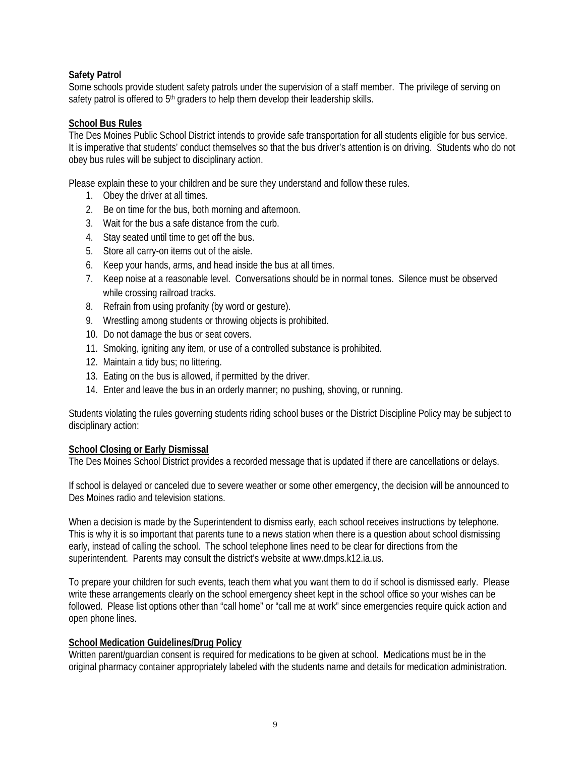**Safety Patrol**

Some schools provide student safety patrols under the supervision of a staff member. The privilege of serving on safety patrol is offered to 5th graders to help them develop their leadership skills.

**School Bus Rules**

The Des Moines Public School District intends to provide safe transportation for all students eligible for bus service. It is imperative that students' conduct themselves so that the bus driver's attention is on driving. Students who do not obey bus rules will be subject to disciplinary action.

Please explain these to your children and be sure they understand and follow these rules.

1. Obey the driver at all times.
2. Be on time for the bus, both morning and afternoon.
3. Wait for the bus a safe distance from the curb.
4. Stay seated until time to get off the bus.
5. Store all carry-on items out of the aisle.
6. Keep your hands, arms, and head inside the bus at all times.
7. Keep noise at a reasonable level. Conversations should be in normal tones. Silence must be observed while crossing railroad tracks.
8. Refrain from using profanity (by word or gesture).
9. Wrestling among students or throwing objects is prohibited.
10. Do not damage the bus or seat covers.
11. Smoking, igniting any item, or use of a controlled substance is prohibited.
12. Maintain a tidy bus; no littering.
13. Eating on the bus is allowed, if permitted by the driver.
14. Enter and leave the bus in an orderly manner; no pushing, shoving, or running.

Students violating the rules governing students riding school buses or the District Discipline Policy may be subject to disciplinary action:

**School Closing or Early Dismissal**

The Des Moines School District provides a recorded message that is updated if there are cancellations or delays.

If school is delayed or canceled due to severe weather or some other emergency, the decision will be announced to Des Moines radio and television stations.

When a decision is made by the Superintendent to dismiss early, each school receives instructions by telephone. This is why it is so important that parents tune to a news station when there is a question about school dismissing early, instead of calling the school. The school telephone lines need to be clear for directions from the superintendent. Parents may consult the district's website at www.dmps.k12.ia.us.

To prepare your children for such events, teach them what you want them to do if school is dismissed early. Please write these arrangements clearly on the school emergency sheet kept in the school office so your wishes can be followed. Please list options other than "call home" or "call me at work" since emergencies require quick action and open phone lines.

**School Medication Guidelines/Drug Policy**

Written parent/guardian consent is required for medications to be given at school. Medications must be in the original pharmacy container appropriately labeled with the students name and details for medication administration.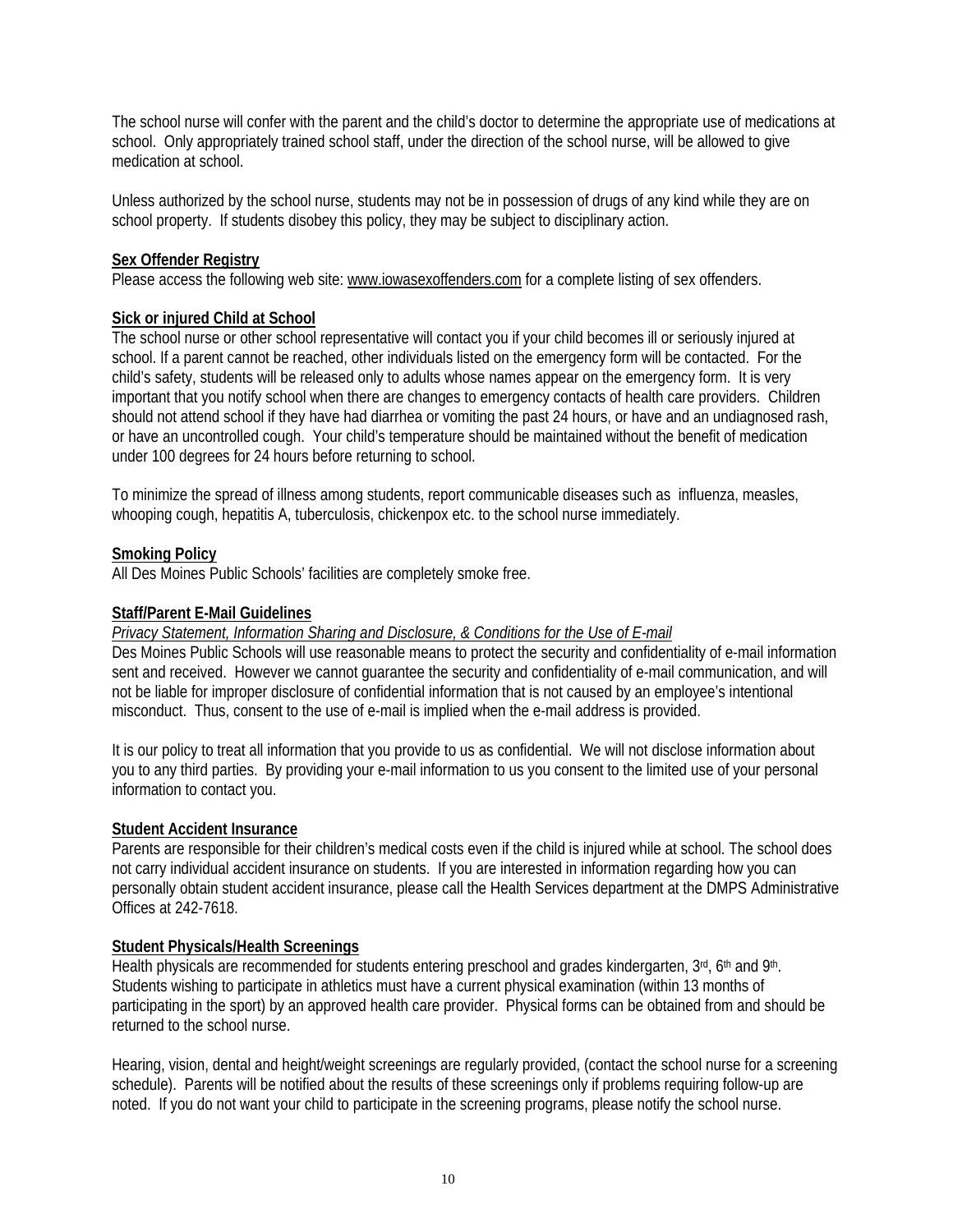The school nurse will confer with the parent and the child's doctor to determine the appropriate use of medications at school. Only appropriately trained school staff, under the direction of the school nurse, will be allowed to give medication at school.

Unless authorized by the school nurse, students may not be in possession of drugs of any kind while they are on school property. If students disobey this policy, they may be subject to disciplinary action.

**Sex Offender Registry**

Please access the following web site: www.iowasexoffenders.com for a complete listing of sex offenders.

**Sick or injured Child at School**

The school nurse or other school representative will contact you if your child becomes ill or seriously injured at school. If a parent cannot be reached, other individuals listed on the emergency form will be contacted. For the child's safety, students will be released only to adults whose names appear on the emergency form. It is very important that you notify school when there are changes to emergency contacts of health care providers. Children should not attend school if they have had diarrhea or vomiting the past 24 hours, or have and an undiagnosed rash, or have an uncontrolled cough. Your child's temperature should be maintained without the benefit of medication under 100 degrees for 24 hours before returning to school.

To minimize the spread of illness among students, report communicable diseases such as influenza, measles, whooping cough, hepatitis A, tuberculosis, chickenpox etc. to the school nurse immediately.

**Smoking Policy**

All Des Moines Public Schools' facilities are completely smoke free.

**Staff/Parent E-Mail Guidelines**

*Privacy Statement, Information Sharing and Disclosure, & Conditions for the Use of E-mail*

Des Moines Public Schools will use reasonable means to protect the security and confidentiality of e-mail information sent and received. However we cannot guarantee the security and confidentiality of e-mail communication, and will not be liable for improper disclosure of confidential information that is not caused by an employee's intentional misconduct. Thus, consent to the use of e-mail is implied when the e-mail address is provided.

It is our policy to treat all information that you provide to us as confidential. We will not disclose information about you to any third parties. By providing your e-mail information to us you consent to the limited use of your personal information to contact you.

**Student Accident Insurance**

Parents are responsible for their children's medical costs even if the child is injured while at school. The school does not carry individual accident insurance on students. If you are interested in information regarding how you can personally obtain student accident insurance, please call the Health Services department at the DMPS Administrative Offices at 242-7618.

**Student Physicals/Health Screenings**

Health physicals are recommended for students entering preschool and grades kindergarten, 3rd, 6th and 9th. Students wishing to participate in athletics must have a current physical examination (within 13 months of participating in the sport) by an approved health care provider. Physical forms can be obtained from and should be returned to the school nurse.

Hearing, vision, dental and height/weight screenings are regularly provided, (contact the school nurse for a screening schedule). Parents will be notified about the results of these screenings only if problems requiring follow-up are noted. If you do not want your child to participate in the screening programs, please notify the school nurse.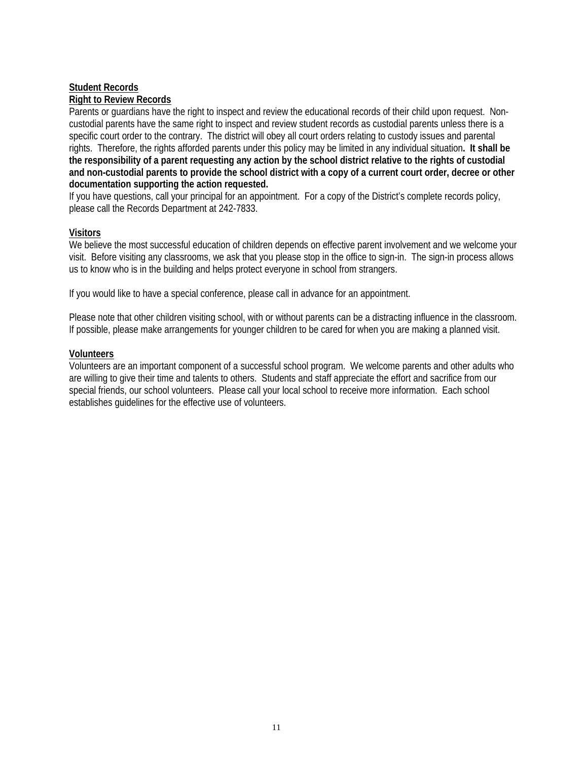**Student Records**

**Right to Review Records**

Parents or guardians have the right to inspect and review the educational records of their child upon request. Non-custodial parents have the same right to inspect and review student records as custodial parents unless there is a specific court order to the contrary. The district will obey all court orders relating to custody issues and parental rights. Therefore, the rights afforded parents under this policy may be limited in any individual situation**. It shall be the responsibility of a parent requesting any action by the school district relative to the rights of custodial and non-custodial parents to provide the school district with a copy of a current court order, decree or other documentation supporting the action requested.**

If you have questions, call your principal for an appointment. For a copy of the District's complete records policy, please call the Records Department at 242-7833.

**Visitors**

We believe the most successful education of children depends on effective parent involvement and we welcome your visit. Before visiting any classrooms, we ask that you please stop in the office to sign-in. The sign-in process allows us to know who is in the building and helps protect everyone in school from strangers.

If you would like to have a special conference, please call in advance for an appointment.

Please note that other children visiting school, with or without parents can be a distracting influence in the classroom. If possible, please make arrangements for younger children to be cared for when you are making a planned visit.

**Volunteers**

Volunteers are an important component of a successful school program. We welcome parents and other adults who are willing to give their time and talents to others. Students and staff appreciate the effort and sacrifice from our special friends, our school volunteers. Please call your local school to receive more information. Each school establishes guidelines for the effective use of volunteers.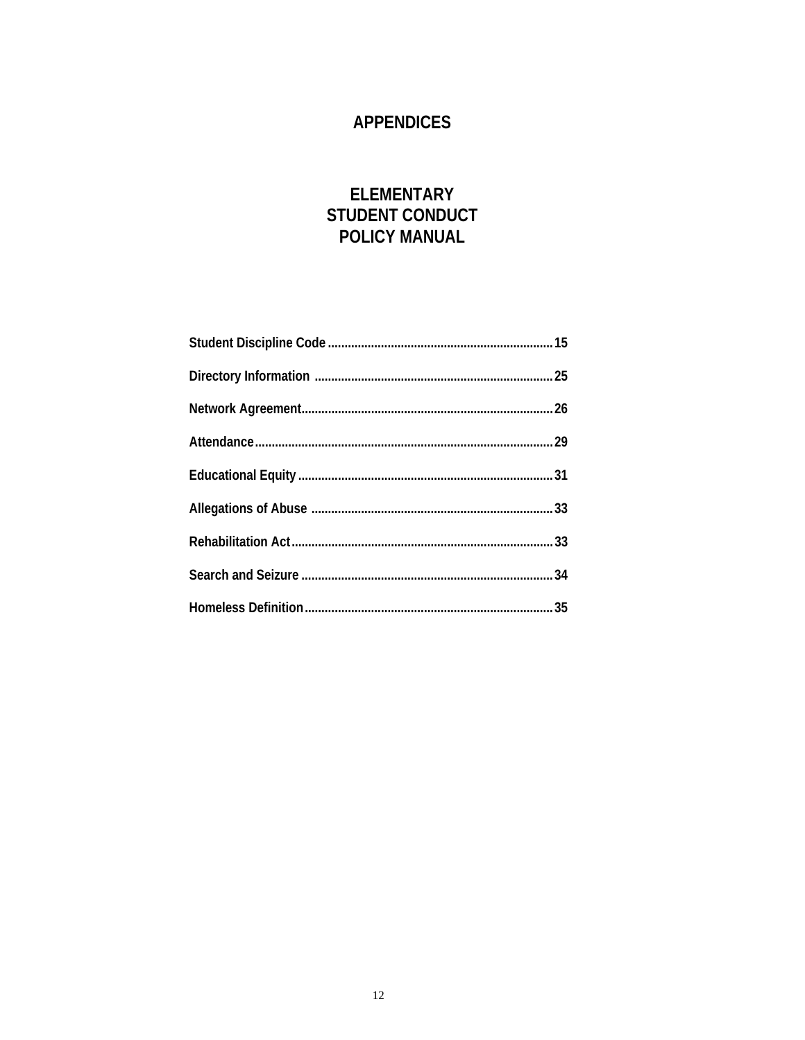# APPENDICES

# ELEMENTARY STUDENT CONDUCT POLICY MANUAL

Student Discipline Code .................................................................... 15

Directory Information ........................................................................ 25

Network Agreement............................................................................ 26

Attendance.......................................................................................... 29

Educational Equity ............................................................................. 31

Allegations of Abuse .......................................................................... 33

Rehabilitation Act............................................................................... 33

Search and Seizure ............................................................................ 34

Homeless Definition........................................................................... 35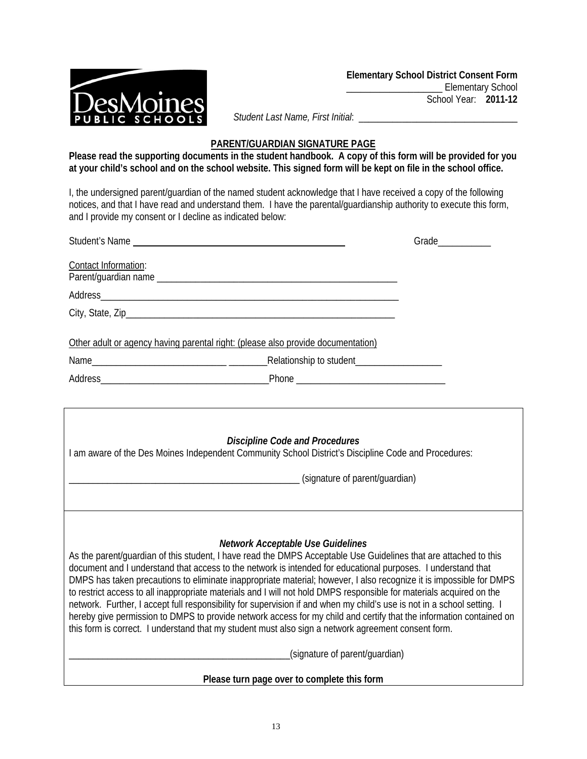**Elementary School District Consent Form**
____________________ Elementary School
School Year: **2011-12**

*Student Last Name, First Initial*: __________________________________

## PARENT/GUARDIAN SIGNATURE PAGE

**Please read the supporting documents in the student handbook. A copy of this form will be provided for you at your child's school and on the school website. This signed form will be kept on file in the school office.**

I, the undersigned parent/guardian of the named student acknowledge that I have received a copy of the following notices, and that I have read and understand them. I have the parental/guardianship authority to execute this form, and I provide my consent or I decline as indicated below:

Student's Name ______________________________________________ Grade___________

Contact Information:
Parent/guardian name ____________________________________________________

Address_______________________________________________________________

City, State, Zip__________________________________________________________

Other adult or agency having parental right: (please also provide documentation)

Name____________________________ ________Relationship to student__________________

Address___________________________________Phone _______________________________

***Discipline Code and Procedures***

I am aware of the Des Moines Independent Community School District's Discipline Code and Procedures:

____________________________________________________ (signature of parent/guardian)

***Network Acceptable Use Guidelines***

As the parent/guardian of this student, I have read the DMPS Acceptable Use Guidelines that are attached to this document and I understand that access to the network is intended for educational purposes. I understand that DMPS has taken precautions to eliminate inappropriate material; however, I also recognize it is impossible for DMPS to restrict access to all inappropriate materials and I will not hold DMPS responsible for materials acquired on the network. Further, I accept full responsibility for supervision if and when my child's use is not in a school setting. I hereby give permission to DMPS to provide network access for my child and certify that the information contained on this form is correct. I understand that my student must also sign a network agreement consent form.

_________________________________________________(signature of parent/guardian)

**Please turn page over to complete this form**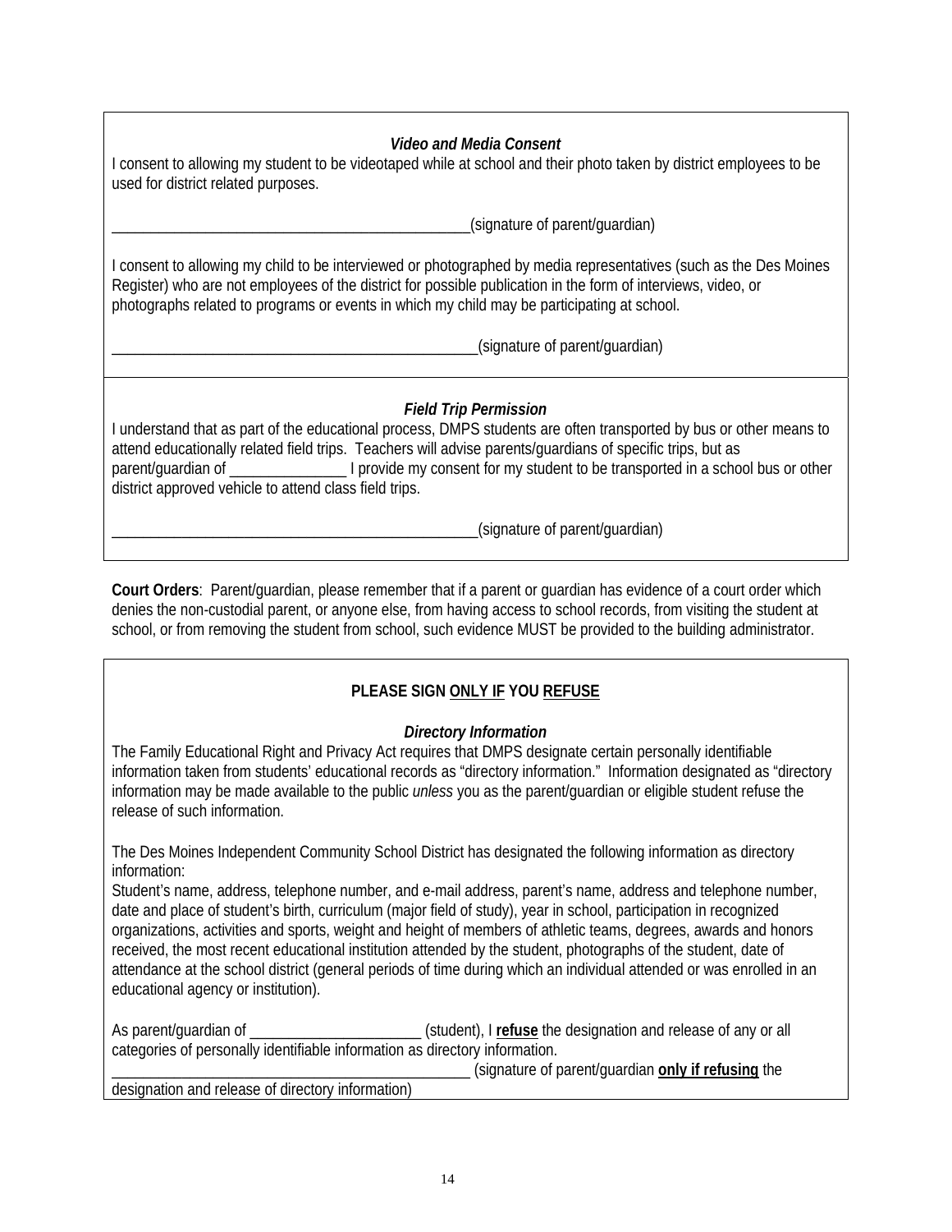### *Video and Media Consent*

I consent to allowing my student to be videotaped while at school and their photo taken by district employees to be used for district related purposes.

_________________________________________________(signature of parent/guardian)

I consent to allowing my child to be interviewed or photographed by media representatives (such as the Des Moines Register) who are not employees of the district for possible publication in the form of interviews, video, or photographs related to programs or events in which my child may be participating at school.

_________________________________________________(signature of parent/guardian)

### *Field Trip Permission*

I understand that as part of the educational process, DMPS students are often transported by bus or other means to attend educationally related field trips. Teachers will advise parents/guardians of specific trips, but as parent/guardian of _______________ I provide my consent for my student to be transported in a school bus or other district approved vehicle to attend class field trips.

_________________________________________________(signature of parent/guardian)

**Court Orders**: Parent/guardian, please remember that if a parent or guardian has evidence of a court order which denies the non-custodial parent, or anyone else, from having access to school records, from visiting the student at school, or from removing the student from school, such evidence MUST be provided to the building administrator.

**PLEASE SIGN <u>ONLY IF</u> YOU <u>REFUSE</u>**

### *Directory Information*

The Family Educational Right and Privacy Act requires that DMPS designate certain personally identifiable information taken from students' educational records as "directory information." Information designated as "directory information may be made available to the public *unless* you as the parent/guardian or eligible student refuse the release of such information.

The Des Moines Independent Community School District has designated the following information as directory information:

Student's name, address, telephone number, and e-mail address, parent's name, address and telephone number, date and place of student's birth, curriculum (major field of study), year in school, participation in recognized organizations, activities and sports, weight and height of members of athletic teams, degrees, awards and honors received, the most recent educational institution attended by the student, photographs of the student, date of attendance at the school district (general periods of time during which an individual attended or was enrolled in an educational agency or institution).

As parent/guardian of ______________________ (student), I **<u>refuse</u>** the designation and release of any or all categories of personally identifiable information as directory information.

_________________________________________________ (signature of parent/guardian **<u>only if refusing</u>** the designation and release of directory information)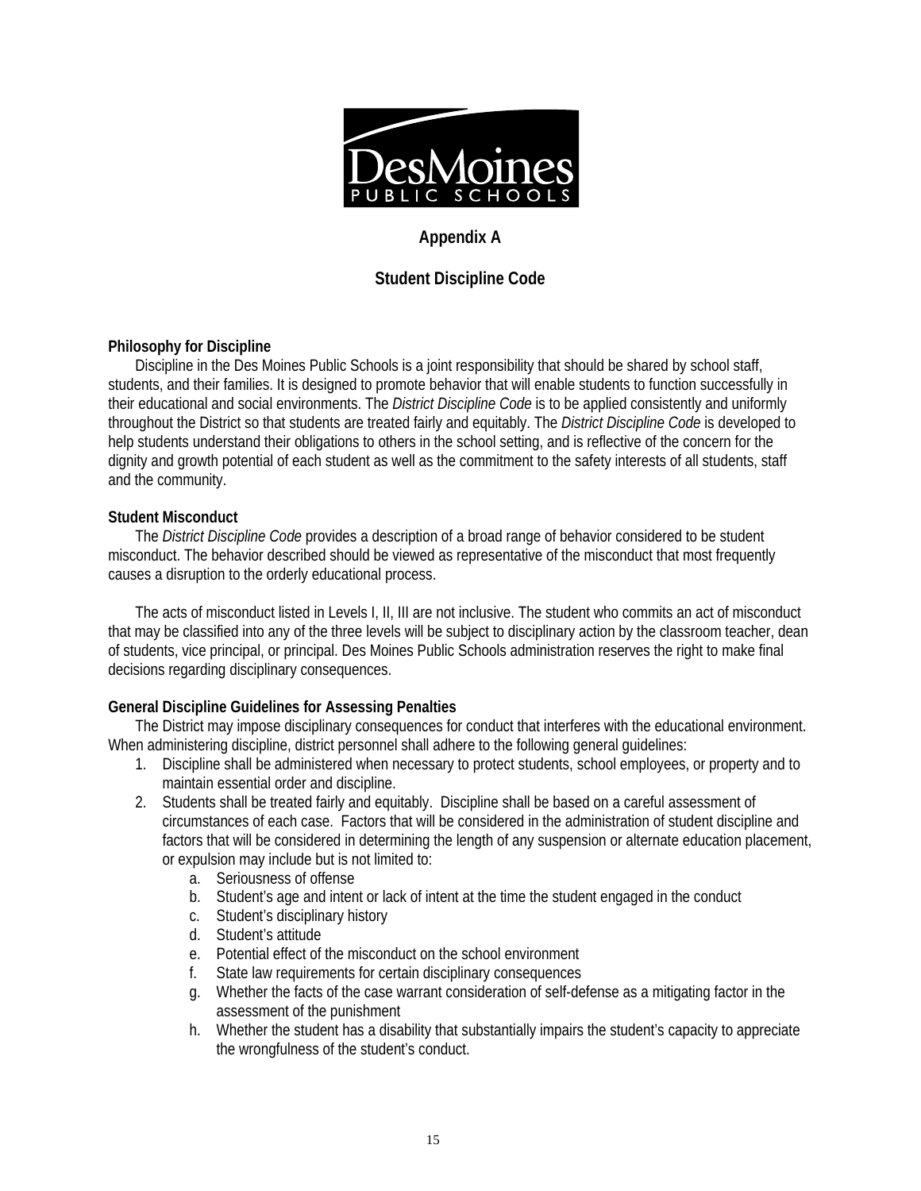# Appendix A

## Student Discipline Code

**Philosophy for Discipline**

Discipline in the Des Moines Public Schools is a joint responsibility that should be shared by school staff, students, and their families. It is designed to promote behavior that will enable students to function successfully in their educational and social environments. The *District Discipline Code* is to be applied consistently and uniformly throughout the District so that students are treated fairly and equitably. The *District Discipline Code* is developed to help students understand their obligations to others in the school setting, and is reflective of the concern for the dignity and growth potential of each student as well as the commitment to the safety interests of all students, staff and the community.

**Student Misconduct**

The *District Discipline Code* provides a description of a broad range of behavior considered to be student misconduct. The behavior described should be viewed as representative of the misconduct that most frequently causes a disruption to the orderly educational process.

The acts of misconduct listed in Levels I, II, III are not inclusive. The student who commits an act of misconduct that may be classified into any of the three levels will be subject to disciplinary action by the classroom teacher, dean of students, vice principal, or principal. Des Moines Public Schools administration reserves the right to make final decisions regarding disciplinary consequences.

**General Discipline Guidelines for Assessing Penalties**

The District may impose disciplinary consequences for conduct that interferes with the educational environment. When administering discipline, district personnel shall adhere to the following general guidelines:

1. Discipline shall be administered when necessary to protect students, school employees, or property and to maintain essential order and discipline.
2. Students shall be treated fairly and equitably. Discipline shall be based on a careful assessment of circumstances of each case. Factors that will be considered in the administration of student discipline and factors that will be considered in determining the length of any suspension or alternate education placement, or expulsion may include but is not limited to:
   a. Seriousness of offense
   b. Student's age and intent or lack of intent at the time the student engaged in the conduct
   c. Student's disciplinary history
   d. Student's attitude
   e. Potential effect of the misconduct on the school environment
   f. State law requirements for certain disciplinary consequences
   g. Whether the facts of the case warrant consideration of self-defense as a mitigating factor in the assessment of the punishment
   h. Whether the student has a disability that substantially impairs the student's capacity to appreciate the wrongfulness of the student's conduct.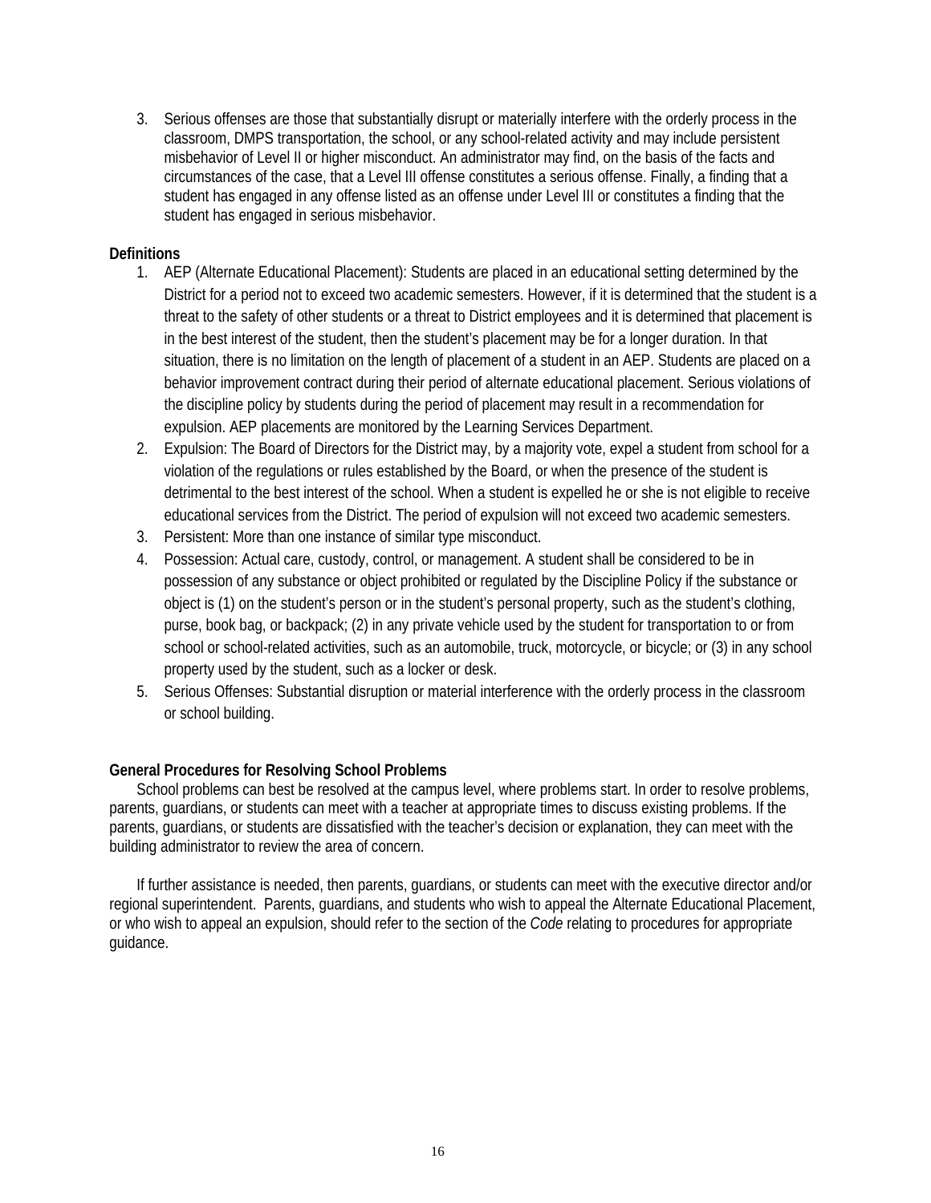3. Serious offenses are those that substantially disrupt or materially interfere with the orderly process in the classroom, DMPS transportation, the school, or any school-related activity and may include persistent misbehavior of Level II or higher misconduct. An administrator may find, on the basis of the facts and circumstances of the case, that a Level III offense constitutes a serious offense. Finally, a finding that a student has engaged in any offense listed as an offense under Level III or constitutes a finding that the student has engaged in serious misbehavior.

**Definitions**

1. AEP (Alternate Educational Placement): Students are placed in an educational setting determined by the District for a period not to exceed two academic semesters. However, if it is determined that the student is a threat to the safety of other students or a threat to District employees and it is determined that placement is in the best interest of the student, then the student's placement may be for a longer duration. In that situation, there is no limitation on the length of placement of a student in an AEP. Students are placed on a behavior improvement contract during their period of alternate educational placement. Serious violations of the discipline policy by students during the period of placement may result in a recommendation for expulsion. AEP placements are monitored by the Learning Services Department.
2. Expulsion: The Board of Directors for the District may, by a majority vote, expel a student from school for a violation of the regulations or rules established by the Board, or when the presence of the student is detrimental to the best interest of the school. When a student is expelled he or she is not eligible to receive educational services from the District. The period of expulsion will not exceed two academic semesters.
3. Persistent: More than one instance of similar type misconduct.
4. Possession: Actual care, custody, control, or management. A student shall be considered to be in possession of any substance or object prohibited or regulated by the Discipline Policy if the substance or object is (1) on the student's person or in the student's personal property, such as the student's clothing, purse, book bag, or backpack; (2) in any private vehicle used by the student for transportation to or from school or school-related activities, such as an automobile, truck, motorcycle, or bicycle; or (3) in any school property used by the student, such as a locker or desk.
5. Serious Offenses: Substantial disruption or material interference with the orderly process in the classroom or school building.

**General Procedures for Resolving School Problems**

School problems can best be resolved at the campus level, where problems start. In order to resolve problems, parents, guardians, or students can meet with a teacher at appropriate times to discuss existing problems. If the parents, guardians, or students are dissatisfied with the teacher's decision or explanation, they can meet with the building administrator to review the area of concern.

If further assistance is needed, then parents, guardians, or students can meet with the executive director and/or regional superintendent. Parents, guardians, and students who wish to appeal the Alternate Educational Placement, or who wish to appeal an expulsion, should refer to the section of the *Code* relating to procedures for appropriate guidance.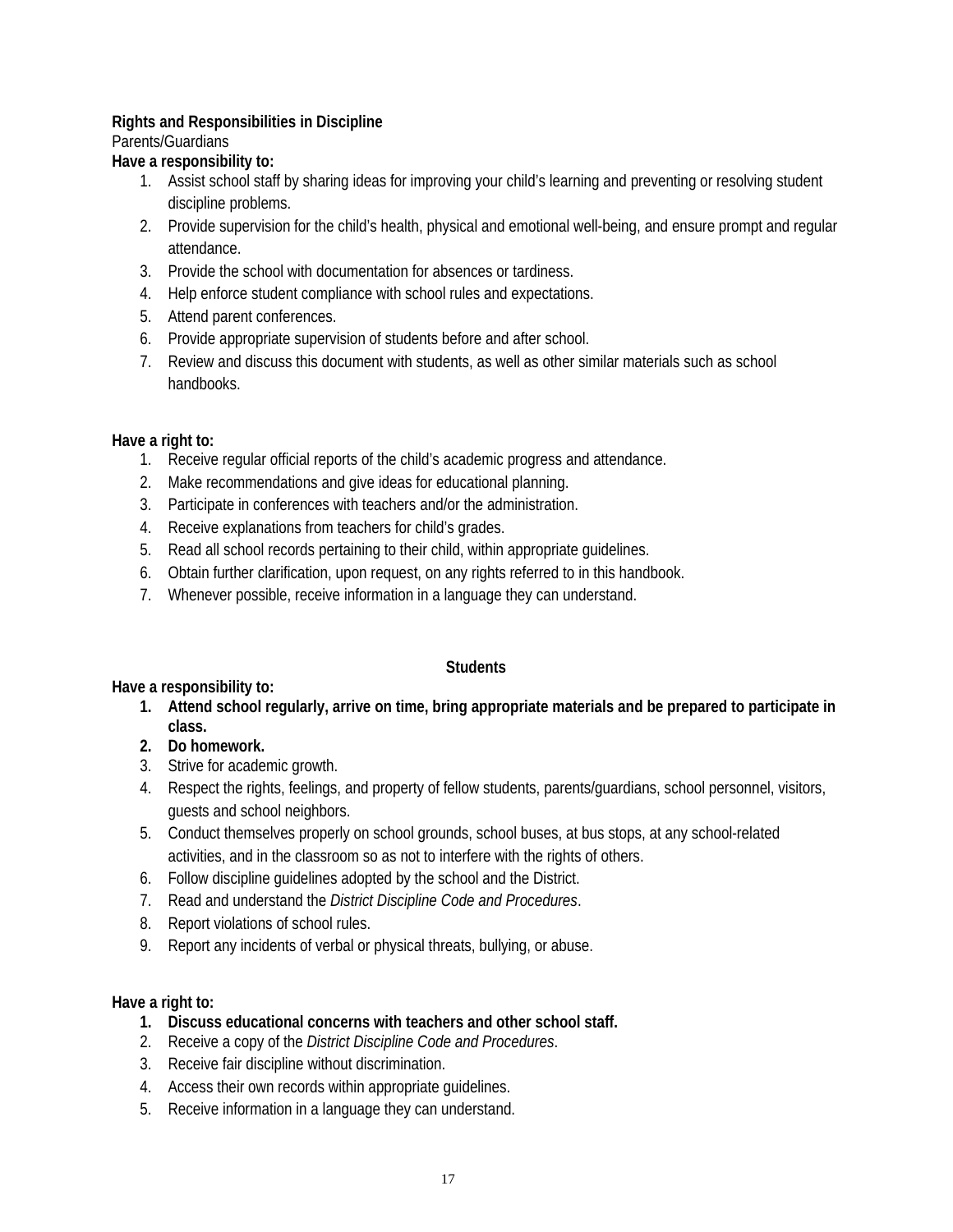**Rights and Responsibilities in Discipline**

Parents/Guardians

**Have a responsibility to:**

1. Assist school staff by sharing ideas for improving your child's learning and preventing or resolving student discipline problems.
2. Provide supervision for the child's health, physical and emotional well-being, and ensure prompt and regular attendance.
3. Provide the school with documentation for absences or tardiness.
4. Help enforce student compliance with school rules and expectations.
5. Attend parent conferences.
6. Provide appropriate supervision of students before and after school.
7. Review and discuss this document with students, as well as other similar materials such as school handbooks.

**Have a right to:**

1. Receive regular official reports of the child's academic progress and attendance.
2. Make recommendations and give ideas for educational planning.
3. Participate in conferences with teachers and/or the administration.
4. Receive explanations from teachers for child's grades.
5. Read all school records pertaining to their child, within appropriate guidelines.
6. Obtain further clarification, upon request, on any rights referred to in this handbook.
7. Whenever possible, receive information in a language they can understand.

**Students**

**Have a responsibility to:**

1. **Attend school regularly, arrive on time, bring appropriate materials and be prepared to participate in class.**
2. **Do homework.**
3. Strive for academic growth.
4. Respect the rights, feelings, and property of fellow students, parents/guardians, school personnel, visitors, guests and school neighbors.
5. Conduct themselves properly on school grounds, school buses, at bus stops, at any school-related activities, and in the classroom so as not to interfere with the rights of others.
6. Follow discipline guidelines adopted by the school and the District.
7. Read and understand the *District Discipline Code and Procedures*.
8. Report violations of school rules.
9. Report any incidents of verbal or physical threats, bullying, or abuse.

**Have a right to:**

1. **Discuss educational concerns with teachers and other school staff.**
2. Receive a copy of the *District Discipline Code and Procedures*.
3. Receive fair discipline without discrimination.
4. Access their own records within appropriate guidelines.
5. Receive information in a language they can understand.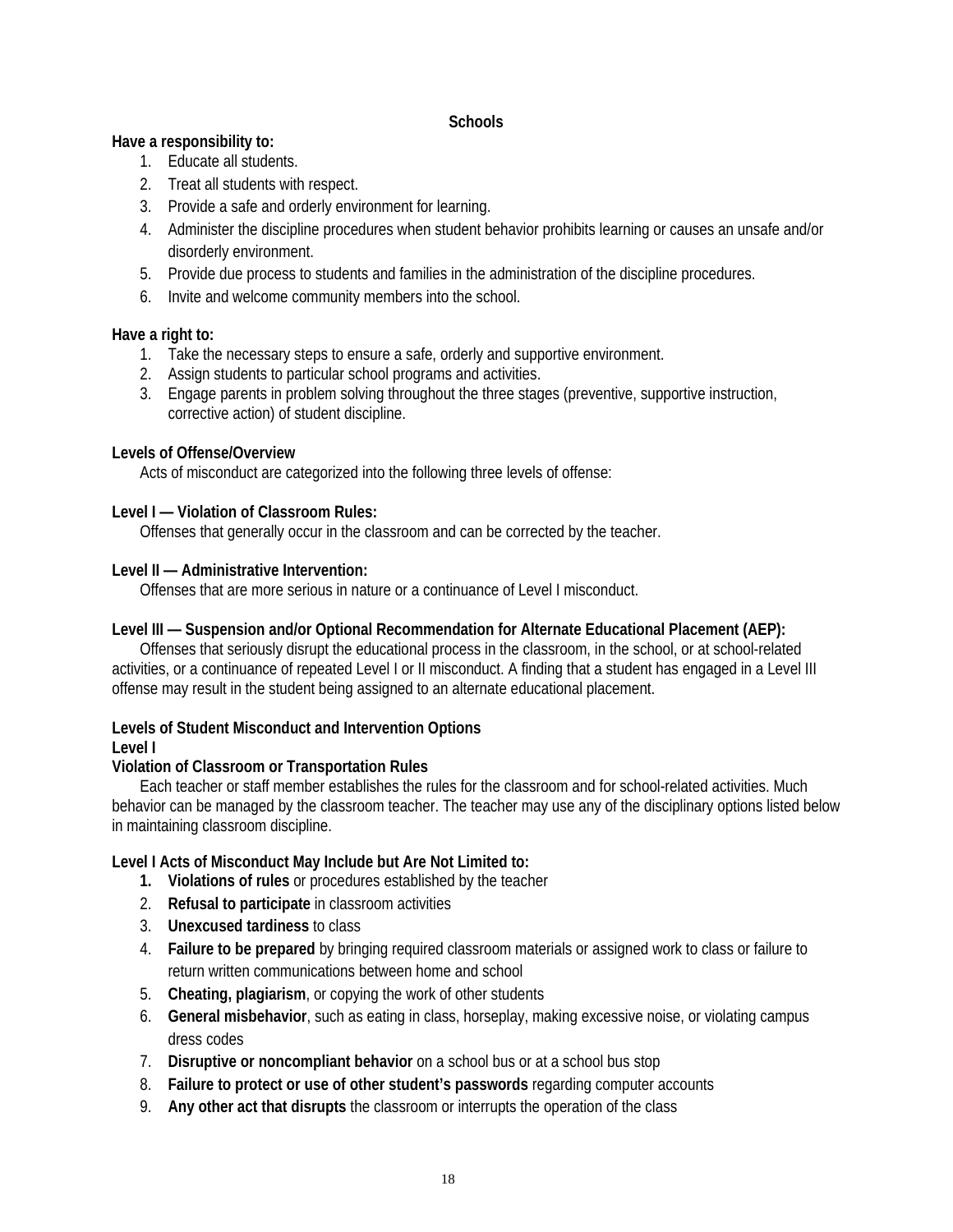## Schools

**Have a responsibility to:**

1. Educate all students.
2. Treat all students with respect.
3. Provide a safe and orderly environment for learning.
4. Administer the discipline procedures when student behavior prohibits learning or causes an unsafe and/or disorderly environment.
5. Provide due process to students and families in the administration of the discipline procedures.
6. Invite and welcome community members into the school.

**Have a right to:**

1. Take the necessary steps to ensure a safe, orderly and supportive environment.
2. Assign students to particular school programs and activities.
3. Engage parents in problem solving throughout the three stages (preventive, supportive instruction, corrective action) of student discipline.

**Levels of Offense/Overview**

Acts of misconduct are categorized into the following three levels of offense:

**Level I — Violation of Classroom Rules:**

Offenses that generally occur in the classroom and can be corrected by the teacher.

**Level II — Administrative Intervention:**

Offenses that are more serious in nature or a continuance of Level I misconduct.

**Level III — Suspension and/or Optional Recommendation for Alternate Educational Placement (AEP):**

Offenses that seriously disrupt the educational process in the classroom, in the school, or at school-related activities, or a continuance of repeated Level I or II misconduct. A finding that a student has engaged in a Level III offense may result in the student being assigned to an alternate educational placement.

**Levels of Student Misconduct and Intervention Options**
**Level I**
**Violation of Classroom or Transportation Rules**

Each teacher or staff member establishes the rules for the classroom and for school-related activities. Much behavior can be managed by the classroom teacher. The teacher may use any of the disciplinary options listed below in maintaining classroom discipline.

**Level I Acts of Misconduct May Include but Are Not Limited to:**

1. **Violations of rules** or procedures established by the teacher
2. **Refusal to participate** in classroom activities
3. **Unexcused tardiness** to class
4. **Failure to be prepared** by bringing required classroom materials or assigned work to class or failure to return written communications between home and school
5. **Cheating, plagiarism**, or copying the work of other students
6. **General misbehavior**, such as eating in class, horseplay, making excessive noise, or violating campus dress codes
7. **Disruptive or noncompliant behavior** on a school bus or at a school bus stop
8. **Failure to protect or use of other student's passwords** regarding computer accounts
9. **Any other act that disrupts** the classroom or interrupts the operation of the class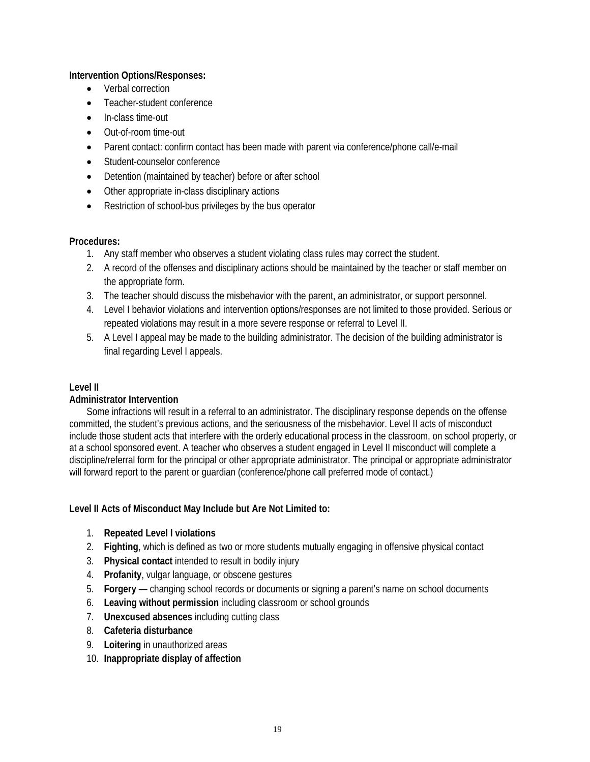**Intervention Options/Responses:**

- Verbal correction
- Teacher-student conference
- In-class time-out
- Out-of-room time-out
- Parent contact: confirm contact has been made with parent via conference/phone call/e-mail
- Student-counselor conference
- Detention (maintained by teacher) before or after school
- Other appropriate in-class disciplinary actions
- Restriction of school-bus privileges by the bus operator

**Procedures:**

1. Any staff member who observes a student violating class rules may correct the student.
2. A record of the offenses and disciplinary actions should be maintained by the teacher or staff member on the appropriate form.
3. The teacher should discuss the misbehavior with the parent, an administrator, or support personnel.
4. Level I behavior violations and intervention options/responses are not limited to those provided. Serious or repeated violations may result in a more severe response or referral to Level II.
5. A Level I appeal may be made to the building administrator. The decision of the building administrator is final regarding Level I appeals.

**Level II**
**Administrator Intervention**

Some infractions will result in a referral to an administrator. The disciplinary response depends on the offense committed, the student's previous actions, and the seriousness of the misbehavior. Level II acts of misconduct include those student acts that interfere with the orderly educational process in the classroom, on school property, or at a school sponsored event. A teacher who observes a student engaged in Level II misconduct will complete a discipline/referral form for the principal or other appropriate administrator. The principal or appropriate administrator will forward report to the parent or guardian (conference/phone call preferred mode of contact.)

**Level II Acts of Misconduct May Include but Are Not Limited to:**

1. **Repeated Level I violations**
2. **Fighting**, which is defined as two or more students mutually engaging in offensive physical contact
3. **Physical contact** intended to result in bodily injury
4. **Profanity**, vulgar language, or obscene gestures
5. **Forgery** — changing school records or documents or signing a parent's name on school documents
6. **Leaving without permission** including classroom or school grounds
7. **Unexcused absences** including cutting class
8. **Cafeteria disturbance**
9. **Loitering** in unauthorized areas
10. **Inappropriate display of affection**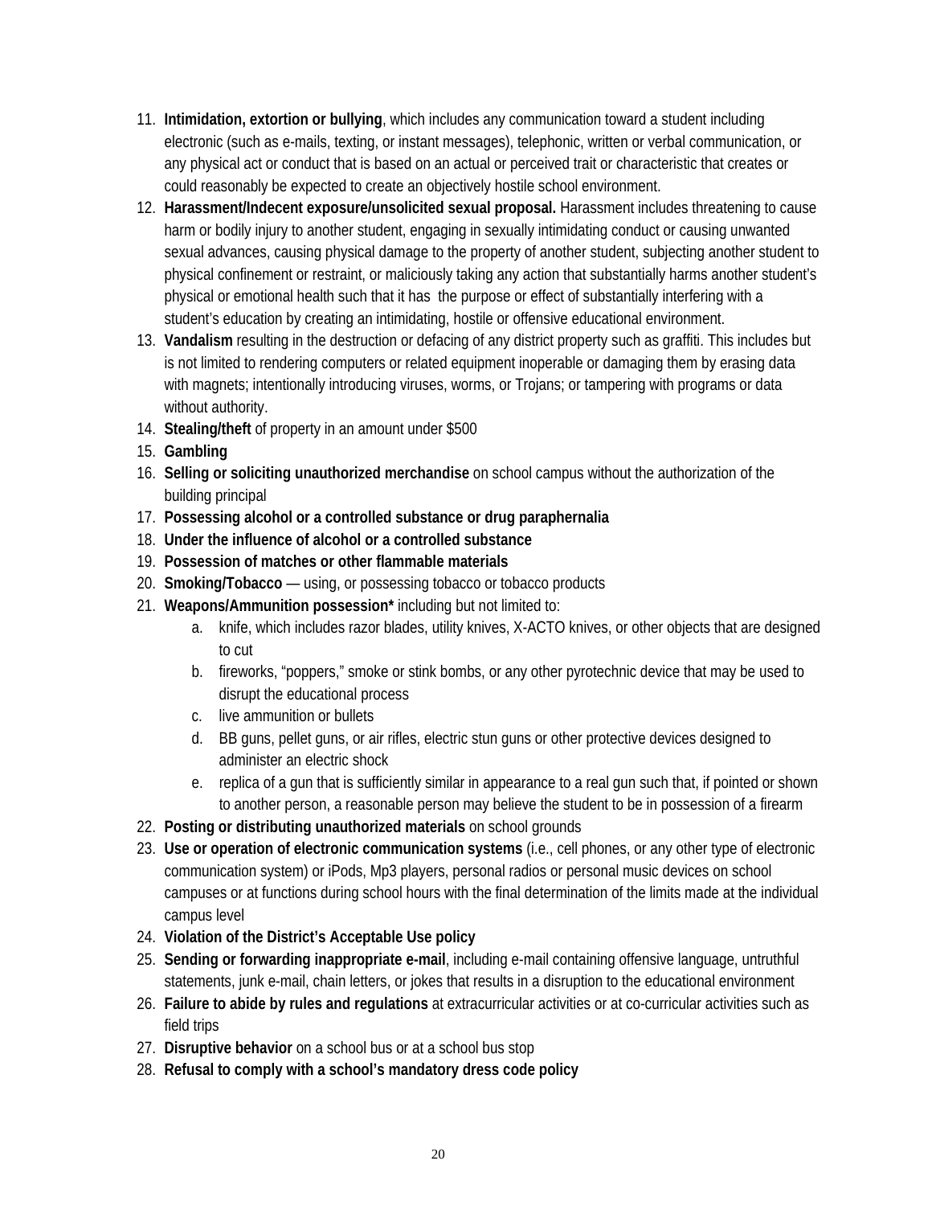11. **Intimidation, extortion or bullying**, which includes any communication toward a student including electronic (such as e-mails, texting, or instant messages), telephonic, written or verbal communication, or any physical act or conduct that is based on an actual or perceived trait or characteristic that creates or could reasonably be expected to create an objectively hostile school environment.
12. **Harassment/Indecent exposure/unsolicited sexual proposal.** Harassment includes threatening to cause harm or bodily injury to another student, engaging in sexually intimidating conduct or causing unwanted sexual advances, causing physical damage to the property of another student, subjecting another student to physical confinement or restraint, or maliciously taking any action that substantially harms another student's physical or emotional health such that it has the purpose or effect of substantially interfering with a student's education by creating an intimidating, hostile or offensive educational environment.
13. **Vandalism** resulting in the destruction or defacing of any district property such as graffiti. This includes but is not limited to rendering computers or related equipment inoperable or damaging them by erasing data with magnets; intentionally introducing viruses, worms, or Trojans; or tampering with programs or data without authority.
14. **Stealing/theft** of property in an amount under $500
15. **Gambling**
16. **Selling or soliciting unauthorized merchandise** on school campus without the authorization of the building principal
17. **Possessing alcohol or a controlled substance or drug paraphernalia**
18. **Under the influence of alcohol or a controlled substance**
19. **Possession of matches or other flammable materials**
20. **Smoking/Tobacco** — using, or possessing tobacco or tobacco products
21. **Weapons/Ammunition possession*** including but not limited to:
    a. knife, which includes razor blades, utility knives, X-ACTO knives, or other objects that are designed to cut
    b. fireworks, "poppers," smoke or stink bombs, or any other pyrotechnic device that may be used to disrupt the educational process
    c. live ammunition or bullets
    d. BB guns, pellet guns, or air rifles, electric stun guns or other protective devices designed to administer an electric shock
    e. replica of a gun that is sufficiently similar in appearance to a real gun such that, if pointed or shown to another person, a reasonable person may believe the student to be in possession of a firearm
22. **Posting or distributing unauthorized materials** on school grounds
23. **Use or operation of electronic communication systems** (i.e., cell phones, or any other type of electronic communication system) or iPods, Mp3 players, personal radios or personal music devices on school campuses or at functions during school hours with the final determination of the limits made at the individual campus level
24. **Violation of the District's Acceptable Use policy**
25. **Sending or forwarding inappropriate e-mail**, including e-mail containing offensive language, untruthful statements, junk e-mail, chain letters, or jokes that results in a disruption to the educational environment
26. **Failure to abide by rules and regulations** at extracurricular activities or at co-curricular activities such as field trips
27. **Disruptive behavior** on a school bus or at a school bus stop
28. **Refusal to comply with a school's mandatory dress code policy**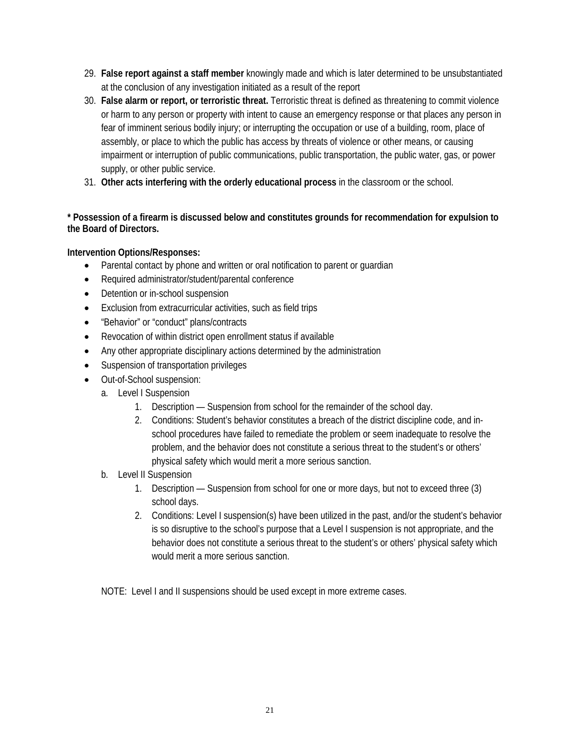29. **False report against a staff member** knowingly made and which is later determined to be unsubstantiated at the conclusion of any investigation initiated as a result of the report
30. **False alarm or report, or terroristic threat.** Terroristic threat is defined as threatening to commit violence or harm to any person or property with intent to cause an emergency response or that places any person in fear of imminent serious bodily injury; or interrupting the occupation or use of a building, room, place of assembly, or place to which the public has access by threats of violence or other means, or causing impairment or interruption of public communications, public transportation, the public water, gas, or power supply, or other public service.
31. **Other acts interfering with the orderly educational process** in the classroom or the school.

**\* Possession of a firearm is discussed below and constitutes grounds for recommendation for expulsion to the Board of Directors.**

**Intervention Options/Responses:**

- Parental contact by phone and written or oral notification to parent or guardian
- Required administrator/student/parental conference
- Detention or in-school suspension
- Exclusion from extracurricular activities, such as field trips
- "Behavior" or "conduct" plans/contracts
- Revocation of within district open enrollment status if available
- Any other appropriate disciplinary actions determined by the administration
- Suspension of transportation privileges
- Out-of-School suspension:
  - a. Level I Suspension
    1. Description — Suspension from school for the remainder of the school day.
    2. Conditions: Student's behavior constitutes a breach of the district discipline code, and in-school procedures have failed to remediate the problem or seem inadequate to resolve the problem, and the behavior does not constitute a serious threat to the student's or others' physical safety which would merit a more serious sanction.
  - b. Level II Suspension
    1. Description — Suspension from school for one or more days, but not to exceed three (3) school days.
    2. Conditions: Level I suspension(s) have been utilized in the past, and/or the student's behavior is so disruptive to the school's purpose that a Level I suspension is not appropriate, and the behavior does not constitute a serious threat to the student's or others' physical safety which would merit a more serious sanction.

NOTE: Level I and II suspensions should be used except in more extreme cases.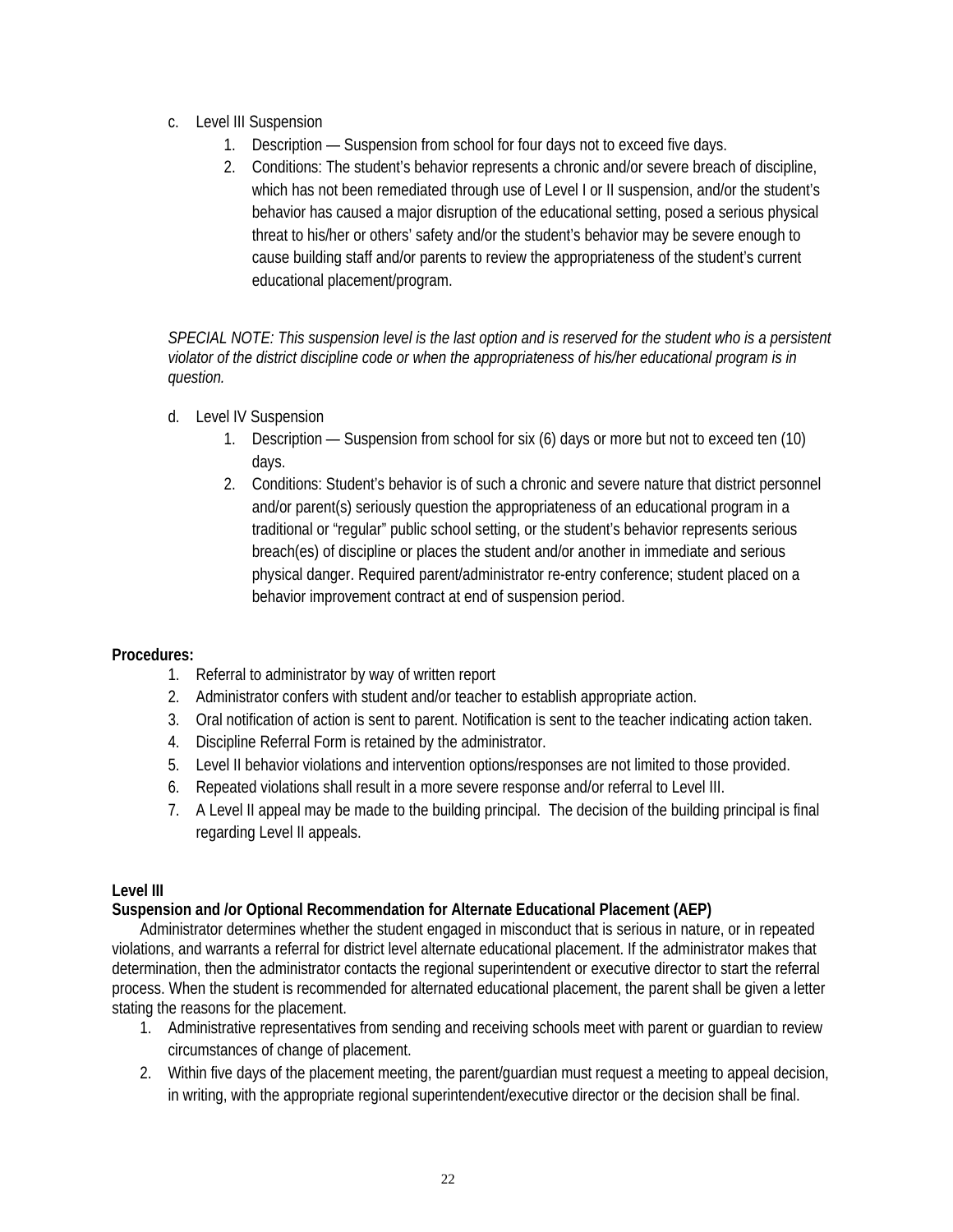c. Level III Suspension
    1. Description — Suspension from school for four days not to exceed five days.
    2. Conditions: The student's behavior represents a chronic and/or severe breach of discipline, which has not been remediated through use of Level I or II suspension, and/or the student's behavior has caused a major disruption of the educational setting, posed a serious physical threat to his/her or others' safety and/or the student's behavior may be severe enough to cause building staff and/or parents to review the appropriateness of the student's current educational placement/program.

*SPECIAL NOTE: This suspension level is the last option and is reserved for the student who is a persistent violator of the district discipline code or when the appropriateness of his/her educational program is in question.*

d. Level IV Suspension
    1. Description — Suspension from school for six (6) days or more but not to exceed ten (10) days.
    2. Conditions: Student's behavior is of such a chronic and severe nature that district personnel and/or parent(s) seriously question the appropriateness of an educational program in a traditional or "regular" public school setting, or the student's behavior represents serious breach(es) of discipline or places the student and/or another in immediate and serious physical danger. Required parent/administrator re-entry conference; student placed on a behavior improvement contract at end of suspension period.

**Procedures:**

1. Referral to administrator by way of written report
2. Administrator confers with student and/or teacher to establish appropriate action.
3. Oral notification of action is sent to parent. Notification is sent to the teacher indicating action taken.
4. Discipline Referral Form is retained by the administrator.
5. Level II behavior violations and intervention options/responses are not limited to those provided.
6. Repeated violations shall result in a more severe response and/or referral to Level III.
7. A Level II appeal may be made to the building principal. The decision of the building principal is final regarding Level II appeals.

**Level III**
**Suspension and /or Optional Recommendation for Alternate Educational Placement (AEP)**

Administrator determines whether the student engaged in misconduct that is serious in nature, or in repeated violations, and warrants a referral for district level alternate educational placement. If the administrator makes that determination, then the administrator contacts the regional superintendent or executive director to start the referral process. When the student is recommended for alternated educational placement, the parent shall be given a letter stating the reasons for the placement.

1. Administrative representatives from sending and receiving schools meet with parent or guardian to review circumstances of change of placement.
2. Within five days of the placement meeting, the parent/guardian must request a meeting to appeal decision, in writing, with the appropriate regional superintendent/executive director or the decision shall be final.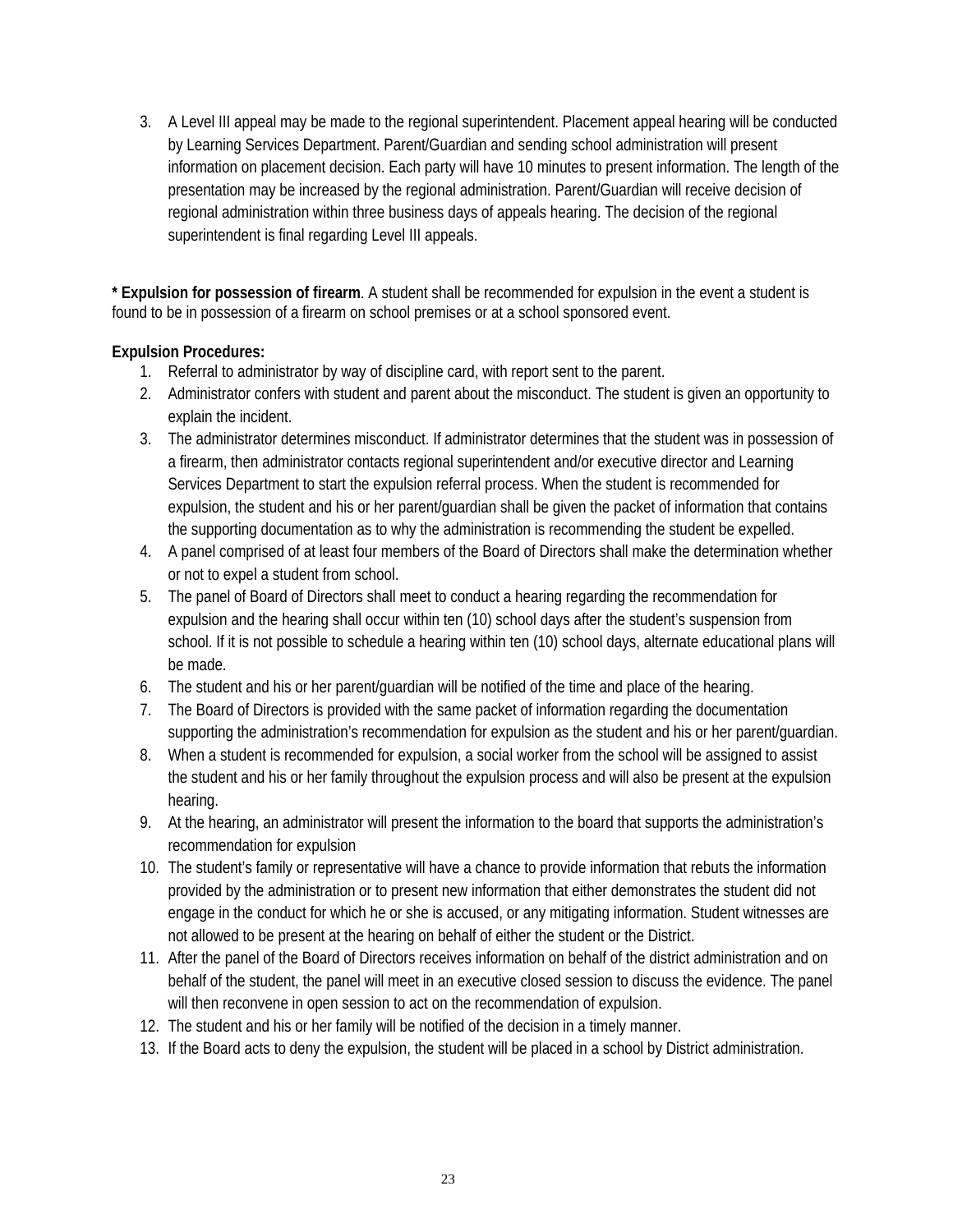3. A Level III appeal may be made to the regional superintendent. Placement appeal hearing will be conducted by Learning Services Department. Parent/Guardian and sending school administration will present information on placement decision. Each party will have 10 minutes to present information. The length of the presentation may be increased by the regional administration. Parent/Guardian will receive decision of regional administration within three business days of appeals hearing. The decision of the regional superintendent is final regarding Level III appeals.

**\* Expulsion for possession of firearm**. A student shall be recommended for expulsion in the event a student is found to be in possession of a firearm on school premises or at a school sponsored event.

**Expulsion Procedures:**

1. Referral to administrator by way of discipline card, with report sent to the parent.
2. Administrator confers with student and parent about the misconduct. The student is given an opportunity to explain the incident.
3. The administrator determines misconduct. If administrator determines that the student was in possession of a firearm, then administrator contacts regional superintendent and/or executive director and Learning Services Department to start the expulsion referral process. When the student is recommended for expulsion, the student and his or her parent/guardian shall be given the packet of information that contains the supporting documentation as to why the administration is recommending the student be expelled.
4. A panel comprised of at least four members of the Board of Directors shall make the determination whether or not to expel a student from school.
5. The panel of Board of Directors shall meet to conduct a hearing regarding the recommendation for expulsion and the hearing shall occur within ten (10) school days after the student's suspension from school. If it is not possible to schedule a hearing within ten (10) school days, alternate educational plans will be made.
6. The student and his or her parent/guardian will be notified of the time and place of the hearing.
7. The Board of Directors is provided with the same packet of information regarding the documentation supporting the administration's recommendation for expulsion as the student and his or her parent/guardian.
8. When a student is recommended for expulsion, a social worker from the school will be assigned to assist the student and his or her family throughout the expulsion process and will also be present at the expulsion hearing.
9. At the hearing, an administrator will present the information to the board that supports the administration's recommendation for expulsion
10. The student's family or representative will have a chance to provide information that rebuts the information provided by the administration or to present new information that either demonstrates the student did not engage in the conduct for which he or she is accused, or any mitigating information. Student witnesses are not allowed to be present at the hearing on behalf of either the student or the District.
11. After the panel of the Board of Directors receives information on behalf of the district administration and on behalf of the student, the panel will meet in an executive closed session to discuss the evidence. The panel will then reconvene in open session to act on the recommendation of expulsion.
12. The student and his or her family will be notified of the decision in a timely manner.
13. If the Board acts to deny the expulsion, the student will be placed in a school by District administration.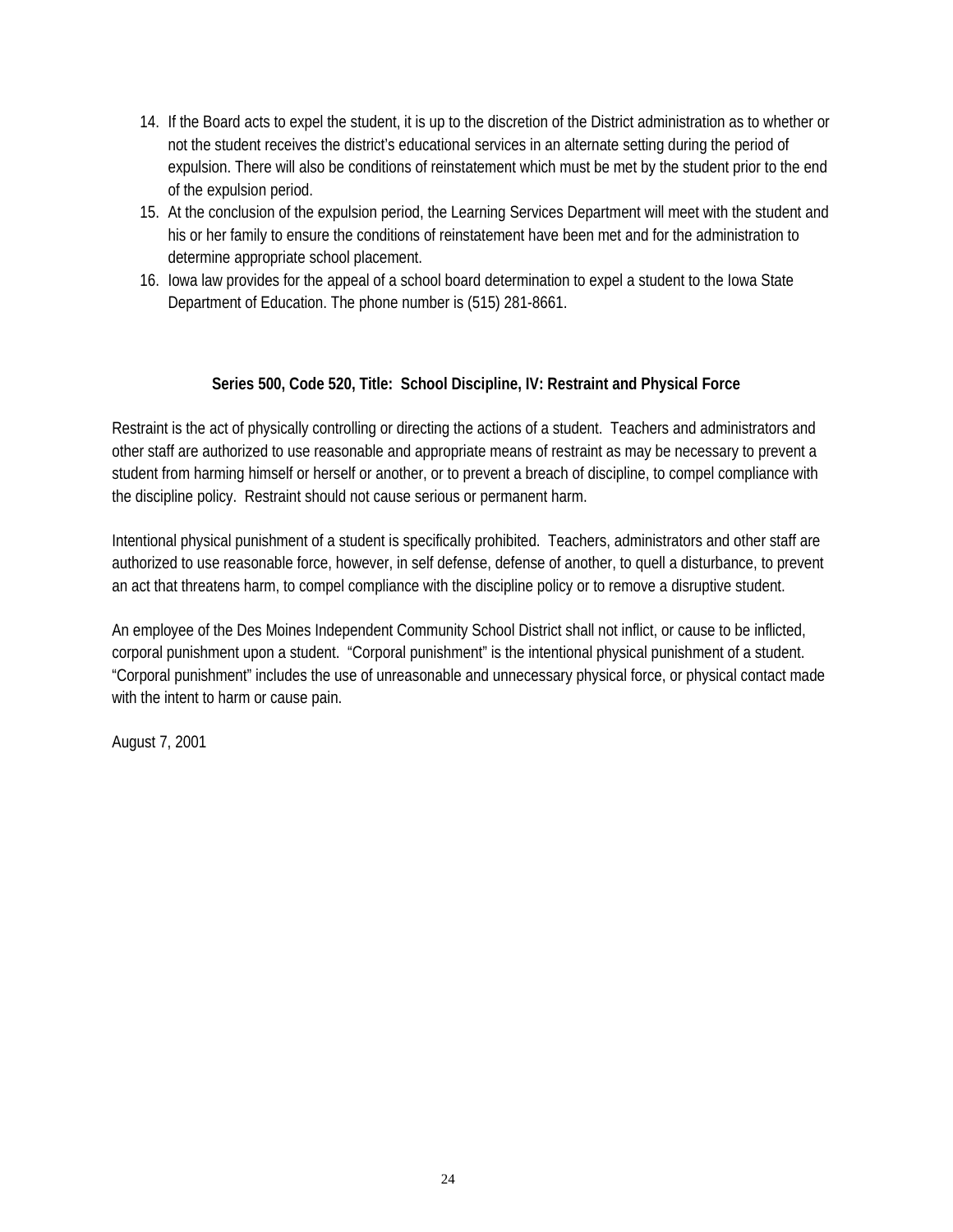14. If the Board acts to expel the student, it is up to the discretion of the District administration as to whether or not the student receives the district's educational services in an alternate setting during the period of expulsion. There will also be conditions of reinstatement which must be met by the student prior to the end of the expulsion period.
15. At the conclusion of the expulsion period, the Learning Services Department will meet with the student and his or her family to ensure the conditions of reinstatement have been met and for the administration to determine appropriate school placement.
16. Iowa law provides for the appeal of a school board determination to expel a student to the Iowa State Department of Education. The phone number is (515) 281-8661.

**Series 500, Code 520, Title: School Discipline, IV: Restraint and Physical Force**

Restraint is the act of physically controlling or directing the actions of a student. Teachers and administrators and other staff are authorized to use reasonable and appropriate means of restraint as may be necessary to prevent a student from harming himself or herself or another, or to prevent a breach of discipline, to compel compliance with the discipline policy. Restraint should not cause serious or permanent harm.

Intentional physical punishment of a student is specifically prohibited. Teachers, administrators and other staff are authorized to use reasonable force, however, in self defense, defense of another, to quell a disturbance, to prevent an act that threatens harm, to compel compliance with the discipline policy or to remove a disruptive student.

An employee of the Des Moines Independent Community School District shall not inflict, or cause to be inflicted, corporal punishment upon a student. "Corporal punishment" is the intentional physical punishment of a student. "Corporal punishment" includes the use of unreasonable and unnecessary physical force, or physical contact made with the intent to harm or cause pain.

August 7, 2001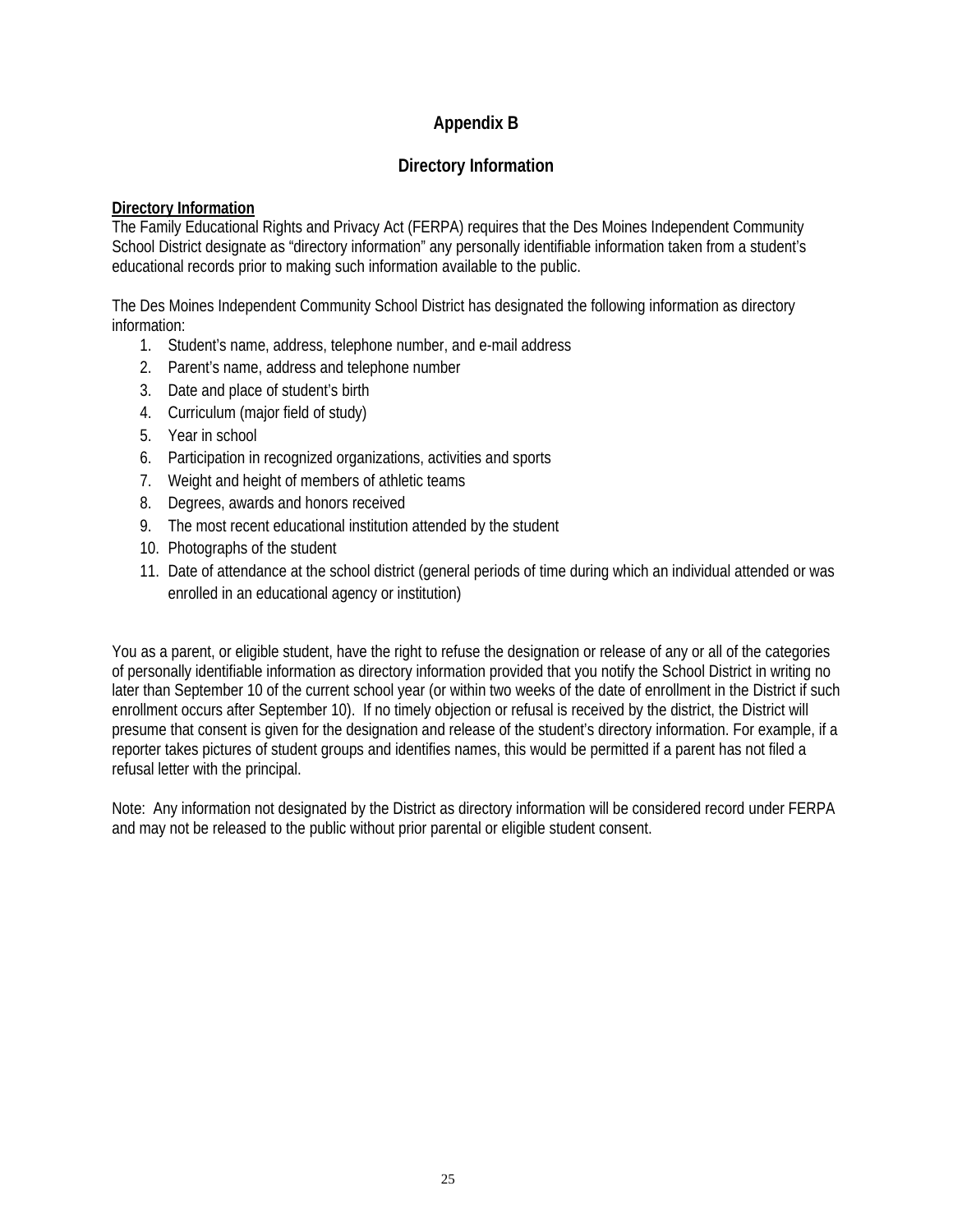# Appendix B

## Directory Information

**Directory Information**

The Family Educational Rights and Privacy Act (FERPA) requires that the Des Moines Independent Community School District designate as "directory information" any personally identifiable information taken from a student's educational records prior to making such information available to the public.

The Des Moines Independent Community School District has designated the following information as directory information:

1. Student's name, address, telephone number, and e-mail address
2. Parent's name, address and telephone number
3. Date and place of student's birth
4. Curriculum (major field of study)
5. Year in school
6. Participation in recognized organizations, activities and sports
7. Weight and height of members of athletic teams
8. Degrees, awards and honors received
9. The most recent educational institution attended by the student
10. Photographs of the student
11. Date of attendance at the school district (general periods of time during which an individual attended or was enrolled in an educational agency or institution)

You as a parent, or eligible student, have the right to refuse the designation or release of any or all of the categories of personally identifiable information as directory information provided that you notify the School District in writing no later than September 10 of the current school year (or within two weeks of the date of enrollment in the District if such enrollment occurs after September 10). If no timely objection or refusal is received by the district, the District will presume that consent is given for the designation and release of the student's directory information. For example, if a reporter takes pictures of student groups and identifies names, this would be permitted if a parent has not filed a refusal letter with the principal.

Note: Any information not designated by the District as directory information will be considered record under FERPA and may not be released to the public without prior parental or eligible student consent.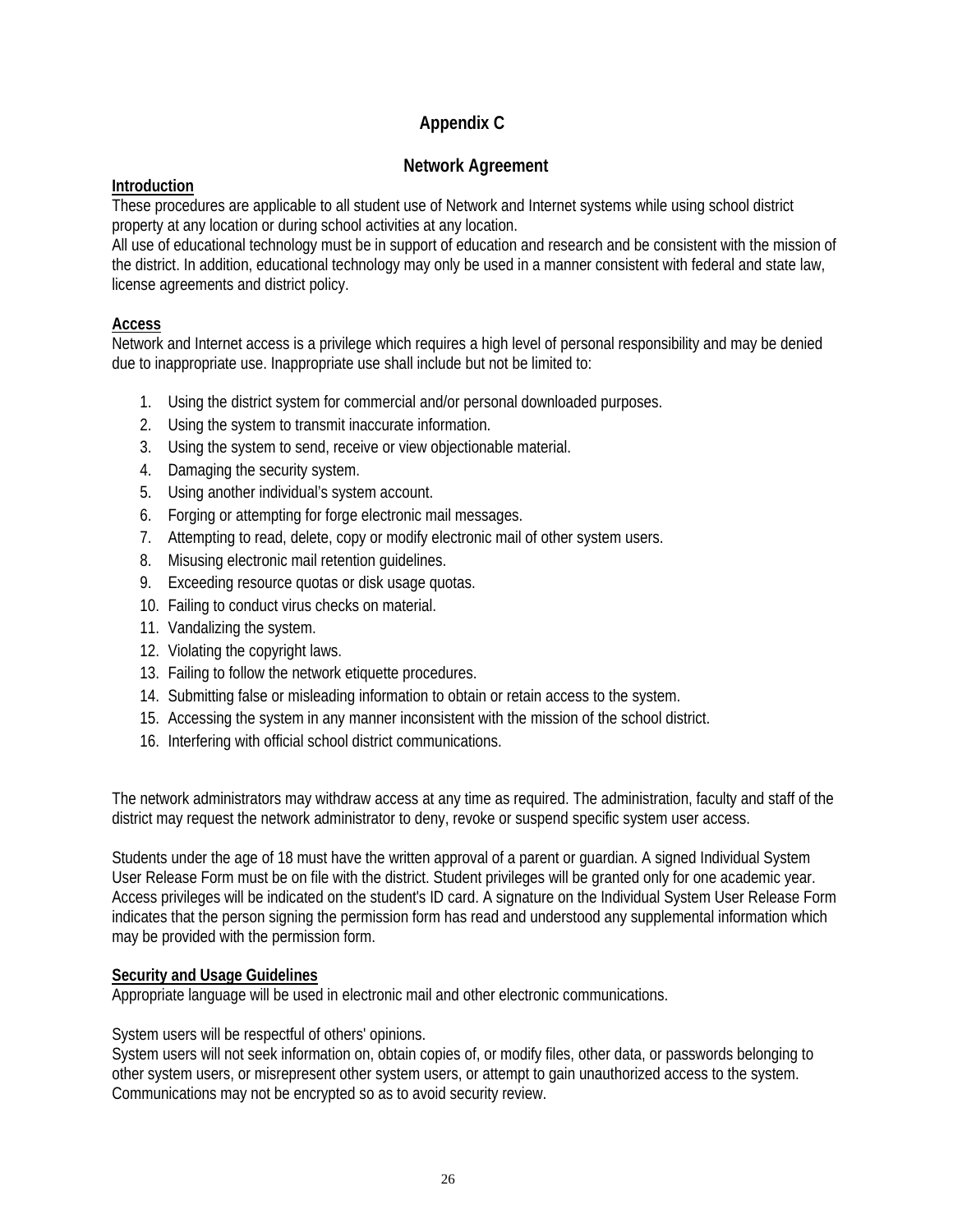# Appendix C

## Network Agreement

**Introduction**

These procedures are applicable to all student use of Network and Internet systems while using school district property at any location or during school activities at any location.

All use of educational technology must be in support of education and research and be consistent with the mission of the district. In addition, educational technology may only be used in a manner consistent with federal and state law, license agreements and district policy.

**Access**

Network and Internet access is a privilege which requires a high level of personal responsibility and may be denied due to inappropriate use. Inappropriate use shall include but not be limited to:

1. Using the district system for commercial and/or personal downloaded purposes.
2. Using the system to transmit inaccurate information.
3. Using the system to send, receive or view objectionable material.
4. Damaging the security system.
5. Using another individual's system account.
6. Forging or attempting for forge electronic mail messages.
7. Attempting to read, delete, copy or modify electronic mail of other system users.
8. Misusing electronic mail retention guidelines.
9. Exceeding resource quotas or disk usage quotas.
10. Failing to conduct virus checks on material.
11. Vandalizing the system.
12. Violating the copyright laws.
13. Failing to follow the network etiquette procedures.
14. Submitting false or misleading information to obtain or retain access to the system.
15. Accessing the system in any manner inconsistent with the mission of the school district.
16. Interfering with official school district communications.

The network administrators may withdraw access at any time as required. The administration, faculty and staff of the district may request the network administrator to deny, revoke or suspend specific system user access.

Students under the age of 18 must have the written approval of a parent or guardian. A signed Individual System User Release Form must be on file with the district. Student privileges will be granted only for one academic year. Access privileges will be indicated on the student's ID card. A signature on the Individual System User Release Form indicates that the person signing the permission form has read and understood any supplemental information which may be provided with the permission form.

**Security and Usage Guidelines**

Appropriate language will be used in electronic mail and other electronic communications.

System users will be respectful of others' opinions.

System users will not seek information on, obtain copies of, or modify files, other data, or passwords belonging to other system users, or misrepresent other system users, or attempt to gain unauthorized access to the system. Communications may not be encrypted so as to avoid security review.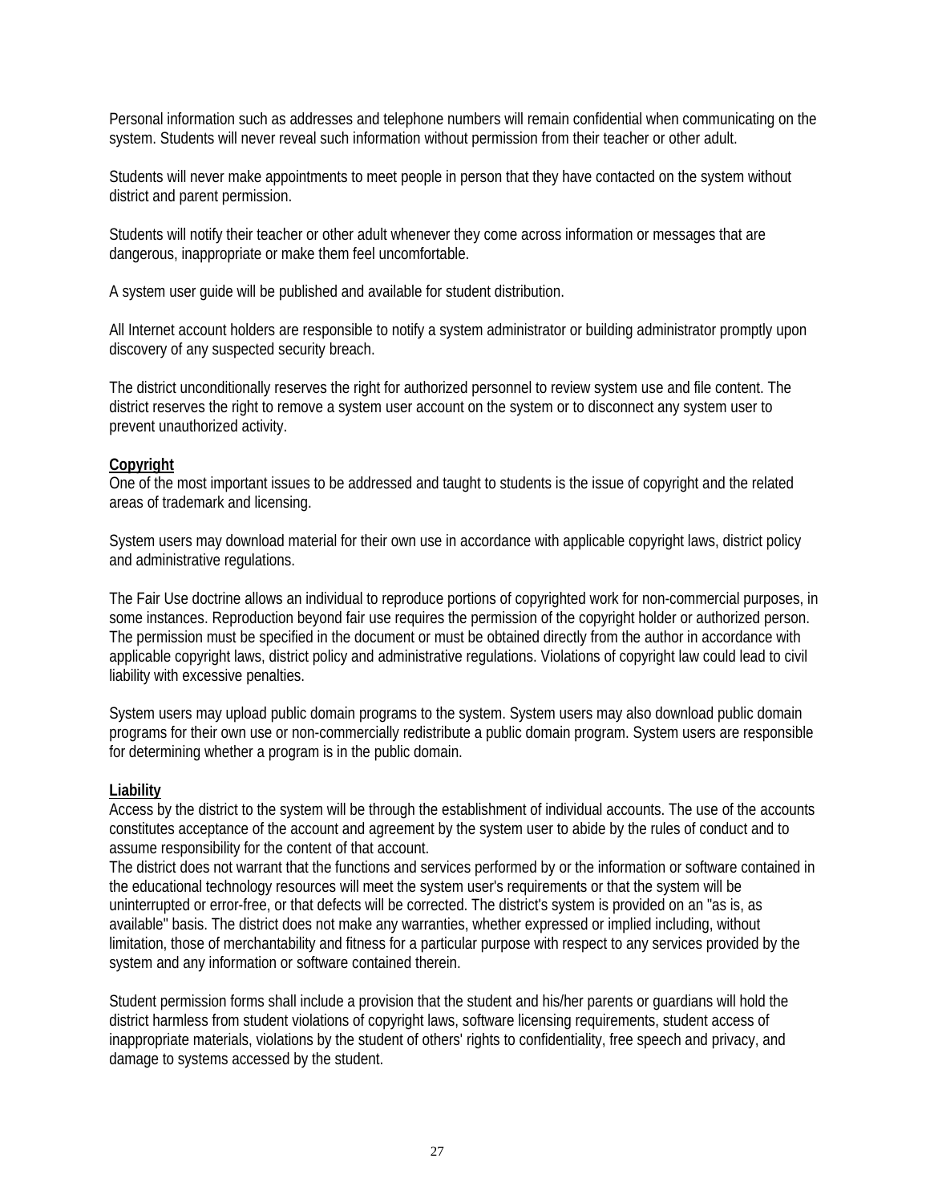Personal information such as addresses and telephone numbers will remain confidential when communicating on the system. Students will never reveal such information without permission from their teacher or other adult.

Students will never make appointments to meet people in person that they have contacted on the system without district and parent permission.

Students will notify their teacher or other adult whenever they come across information or messages that are dangerous, inappropriate or make them feel uncomfortable.

A system user guide will be published and available for student distribution.

All Internet account holders are responsible to notify a system administrator or building administrator promptly upon discovery of any suspected security breach.

The district unconditionally reserves the right for authorized personnel to review system use and file content. The district reserves the right to remove a system user account on the system or to disconnect any system user to prevent unauthorized activity.

**Copyright**

One of the most important issues to be addressed and taught to students is the issue of copyright and the related areas of trademark and licensing.

System users may download material for their own use in accordance with applicable copyright laws, district policy and administrative regulations.

The Fair Use doctrine allows an individual to reproduce portions of copyrighted work for non-commercial purposes, in some instances. Reproduction beyond fair use requires the permission of the copyright holder or authorized person. The permission must be specified in the document or must be obtained directly from the author in accordance with applicable copyright laws, district policy and administrative regulations. Violations of copyright law could lead to civil liability with excessive penalties.

System users may upload public domain programs to the system. System users may also download public domain programs for their own use or non-commercially redistribute a public domain program. System users are responsible for determining whether a program is in the public domain.

**Liability**

Access by the district to the system will be through the establishment of individual accounts. The use of the accounts constitutes acceptance of the account and agreement by the system user to abide by the rules of conduct and to assume responsibility for the content of that account.
The district does not warrant that the functions and services performed by or the information or software contained in the educational technology resources will meet the system user's requirements or that the system will be uninterrupted or error-free, or that defects will be corrected. The district's system is provided on an "as is, as available" basis. The district does not make any warranties, whether expressed or implied including, without limitation, those of merchantability and fitness for a particular purpose with respect to any services provided by the system and any information or software contained therein.

Student permission forms shall include a provision that the student and his/her parents or guardians will hold the district harmless from student violations of copyright laws, software licensing requirements, student access of inappropriate materials, violations by the student of others' rights to confidentiality, free speech and privacy, and damage to systems accessed by the student.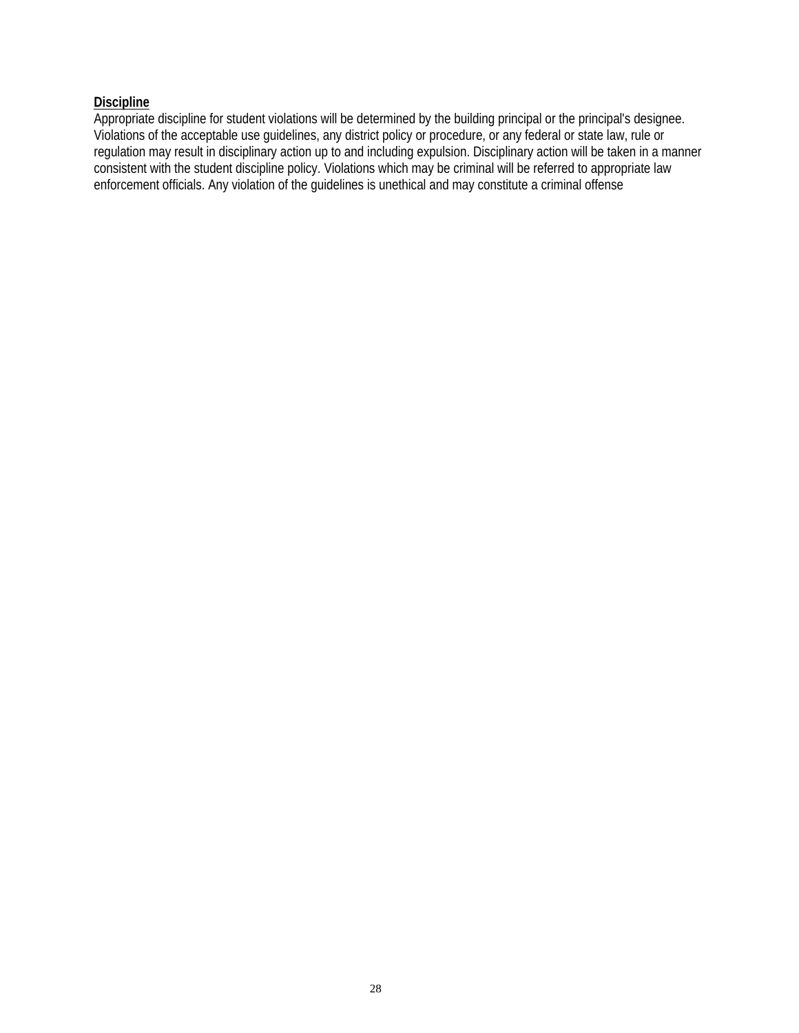**Discipline**

Appropriate discipline for student violations will be determined by the building principal or the principal's designee. Violations of the acceptable use guidelines, any district policy or procedure, or any federal or state law, rule or regulation may result in disciplinary action up to and including expulsion. Disciplinary action will be taken in a manner consistent with the student discipline policy. Violations which may be criminal will be referred to appropriate law enforcement officials. Any violation of the guidelines is unethical and may constitute a criminal offense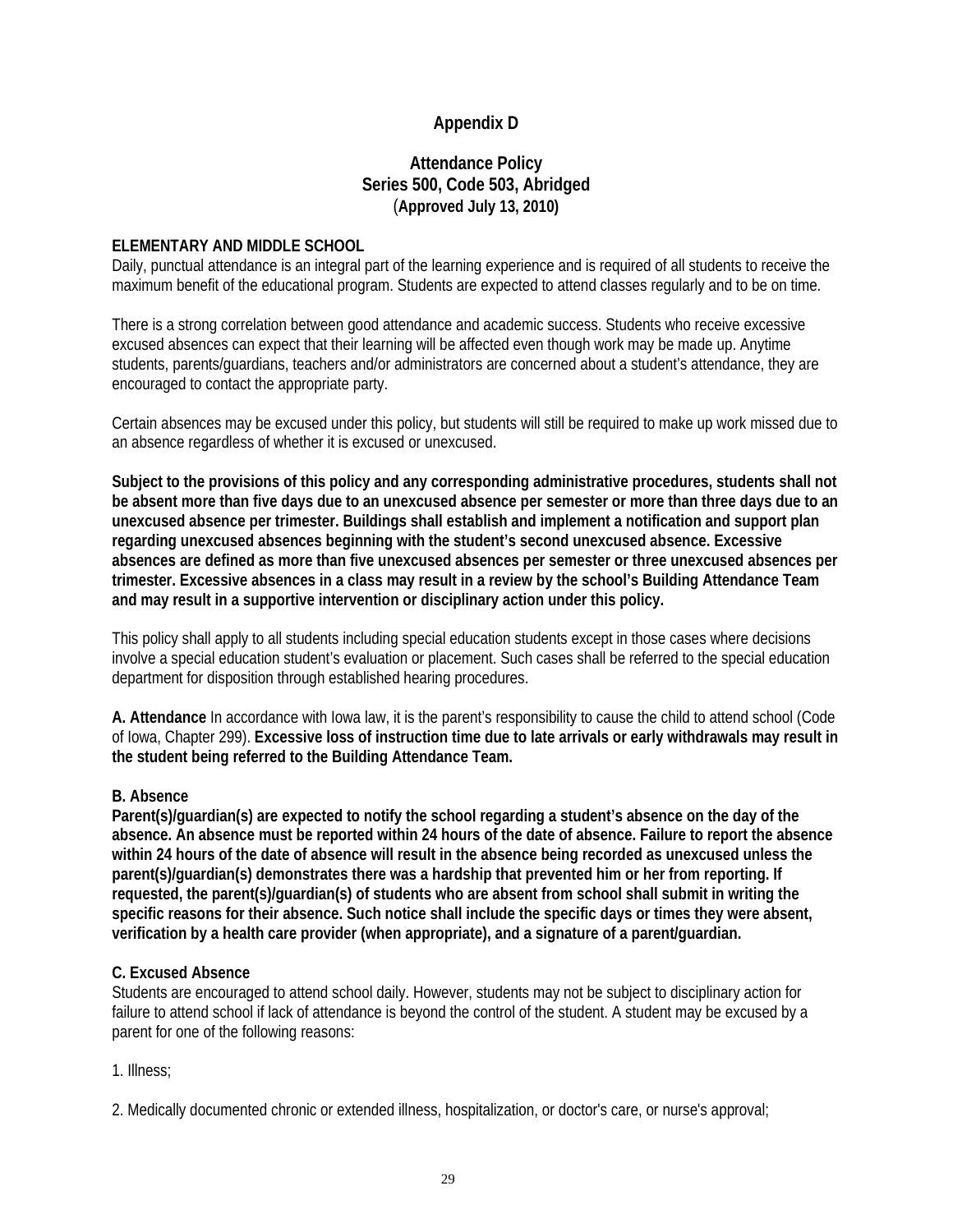# Appendix D

## Attendance Policy
## Series 500, Code 503, Abridged
**(Approved July 13, 2010)**

**ELEMENTARY AND MIDDLE SCHOOL**

Daily, punctual attendance is an integral part of the learning experience and is required of all students to receive the maximum benefit of the educational program. Students are expected to attend classes regularly and to be on time.

There is a strong correlation between good attendance and academic success. Students who receive excessive excused absences can expect that their learning will be affected even though work may be made up. Anytime students, parents/guardians, teachers and/or administrators are concerned about a student's attendance, they are encouraged to contact the appropriate party.

Certain absences may be excused under this policy, but students will still be required to make up work missed due to an absence regardless of whether it is excused or unexcused.

**Subject to the provisions of this policy and any corresponding administrative procedures, students shall not be absent more than five days due to an unexcused absence per semester or more than three days due to an unexcused absence per trimester. Buildings shall establish and implement a notification and support plan regarding unexcused absences beginning with the student's second unexcused absence. Excessive absences are defined as more than five unexcused absences per semester or three unexcused absences per trimester. Excessive absences in a class may result in a review by the school's Building Attendance Team and may result in a supportive intervention or disciplinary action under this policy.**

This policy shall apply to all students including special education students except in those cases where decisions involve a special education student's evaluation or placement. Such cases shall be referred to the special education department for disposition through established hearing procedures.

**A. Attendance** In accordance with Iowa law, it is the parent's responsibility to cause the child to attend school (Code of Iowa, Chapter 299). **Excessive loss of instruction time due to late arrivals or early withdrawals may result in the student being referred to the Building Attendance Team.**

**B. Absence**

**Parent(s)/guardian(s) are expected to notify the school regarding a student's absence on the day of the absence. An absence must be reported within 24 hours of the date of absence. Failure to report the absence within 24 hours of the date of absence will result in the absence being recorded as unexcused unless the parent(s)/guardian(s) demonstrates there was a hardship that prevented him or her from reporting. If requested, the parent(s)/guardian(s) of students who are absent from school shall submit in writing the specific reasons for their absence. Such notice shall include the specific days or times they were absent, verification by a health care provider (when appropriate), and a signature of a parent/guardian.**

**C. Excused Absence**

Students are encouraged to attend school daily. However, students may not be subject to disciplinary action for failure to attend school if lack of attendance is beyond the control of the student. A student may be excused by a parent for one of the following reasons:

1. Illness;

2. Medically documented chronic or extended illness, hospitalization, or doctor's care, or nurse's approval;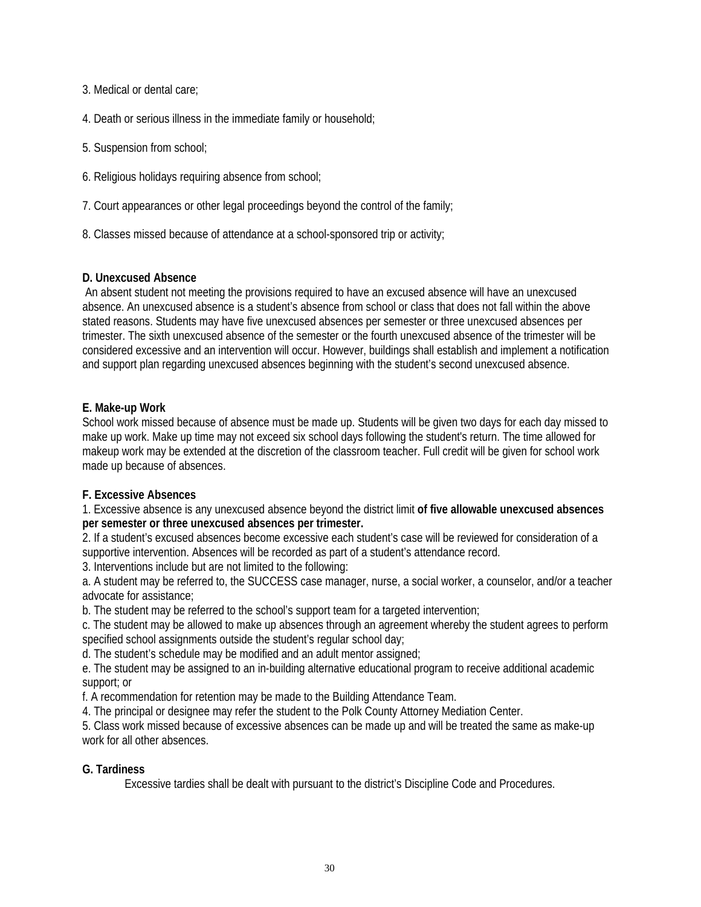3. Medical or dental care;

4. Death or serious illness in the immediate family or household;

5. Suspension from school;

6. Religious holidays requiring absence from school;

7. Court appearances or other legal proceedings beyond the control of the family;

8. Classes missed because of attendance at a school-sponsored trip or activity;

**D. Unexcused Absence**

An absent student not meeting the provisions required to have an excused absence will have an unexcused absence. An unexcused absence is a student's absence from school or class that does not fall within the above stated reasons. Students may have five unexcused absences per semester or three unexcused absences per trimester. The sixth unexcused absence of the semester or the fourth unexcused absence of the trimester will be considered excessive and an intervention will occur. However, buildings shall establish and implement a notification and support plan regarding unexcused absences beginning with the student's second unexcused absence.

**E. Make-up Work**

School work missed because of absence must be made up. Students will be given two days for each day missed to make up work. Make up time may not exceed six school days following the student's return. The time allowed for makeup work may be extended at the discretion of the classroom teacher. Full credit will be given for school work made up because of absences.

**F. Excessive Absences**

1. Excessive absence is any unexcused absence beyond the district limit **of five allowable unexcused absences per semester or three unexcused absences per trimester.**
2. If a student's excused absences become excessive each student's case will be reviewed for consideration of a supportive intervention. Absences will be recorded as part of a student's attendance record.
3. Interventions include but are not limited to the following:
a. A student may be referred to, the SUCCESS case manager, nurse, a social worker, a counselor, and/or a teacher advocate for assistance;
b. The student may be referred to the school's support team for a targeted intervention;
c. The student may be allowed to make up absences through an agreement whereby the student agrees to perform specified school assignments outside the student's regular school day;
d. The student's schedule may be modified and an adult mentor assigned;
e. The student may be assigned to an in-building alternative educational program to receive additional academic support; or
f. A recommendation for retention may be made to the Building Attendance Team.
4. The principal or designee may refer the student to the Polk County Attorney Mediation Center.
5. Class work missed because of excessive absences can be made up and will be treated the same as make-up work for all other absences.

**G. Tardiness**

Excessive tardies shall be dealt with pursuant to the district's Discipline Code and Procedures.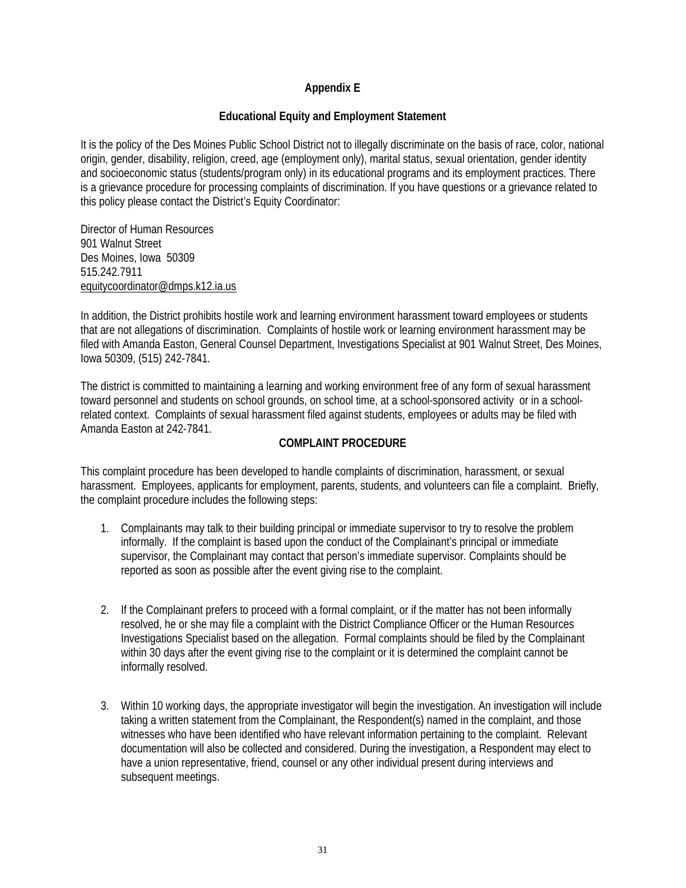## Appendix E

## Educational Equity and Employment Statement

It is the policy of the Des Moines Public School District not to illegally discriminate on the basis of race, color, national origin, gender, disability, religion, creed, age (employment only), marital status, sexual orientation, gender identity and socioeconomic status (students/program only) in its educational programs and its employment practices. There is a grievance procedure for processing complaints of discrimination. If you have questions or a grievance related to this policy please contact the District's Equity Coordinator:

Director of Human Resources
901 Walnut Street
Des Moines, Iowa 50309
515.242.7911
equitycoordinator@dmps.k12.ia.us

In addition, the District prohibits hostile work and learning environment harassment toward employees or students that are not allegations of discrimination. Complaints of hostile work or learning environment harassment may be filed with Amanda Easton, General Counsel Department, Investigations Specialist at 901 Walnut Street, Des Moines, Iowa 50309, (515) 242-7841.

The district is committed to maintaining a learning and working environment free of any form of sexual harassment toward personnel and students on school grounds, on school time, at a school-sponsored activity or in a school-related context. Complaints of sexual harassment filed against students, employees or adults may be filed with Amanda Easton at 242-7841.

## COMPLAINT PROCEDURE

This complaint procedure has been developed to handle complaints of discrimination, harassment, or sexual harassment. Employees, applicants for employment, parents, students, and volunteers can file a complaint. Briefly, the complaint procedure includes the following steps:

1. Complainants may talk to their building principal or immediate supervisor to try to resolve the problem informally. If the complaint is based upon the conduct of the Complainant's principal or immediate supervisor, the Complainant may contact that person's immediate supervisor. Complaints should be reported as soon as possible after the event giving rise to the complaint.

2. If the Complainant prefers to proceed with a formal complaint, or if the matter has not been informally resolved, he or she may file a complaint with the District Compliance Officer or the Human Resources Investigations Specialist based on the allegation. Formal complaints should be filed by the Complainant within 30 days after the event giving rise to the complaint or it is determined the complaint cannot be informally resolved.

3. Within 10 working days, the appropriate investigator will begin the investigation. An investigation will include taking a written statement from the Complainant, the Respondent(s) named in the complaint, and those witnesses who have been identified who have relevant information pertaining to the complaint. Relevant documentation will also be collected and considered. During the investigation, a Respondent may elect to have a union representative, friend, counsel or any other individual present during interviews and subsequent meetings.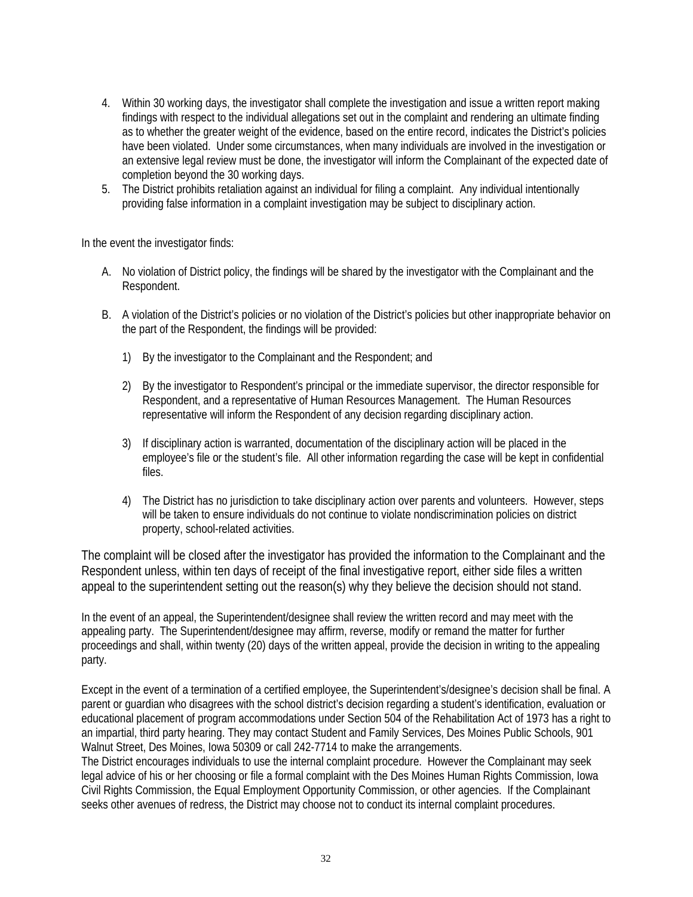4. Within 30 working days, the investigator shall complete the investigation and issue a written report making findings with respect to the individual allegations set out in the complaint and rendering an ultimate finding as to whether the greater weight of the evidence, based on the entire record, indicates the District's policies have been violated. Under some circumstances, when many individuals are involved in the investigation or an extensive legal review must be done, the investigator will inform the Complainant of the expected date of completion beyond the 30 working days.
5. The District prohibits retaliation against an individual for filing a complaint. Any individual intentionally providing false information in a complaint investigation may be subject to disciplinary action.

In the event the investigator finds:

A. No violation of District policy, the findings will be shared by the investigator with the Complainant and the Respondent.

B. A violation of the District's policies or no violation of the District's policies but other inappropriate behavior on the part of the Respondent, the findings will be provided:

   1) By the investigator to the Complainant and the Respondent; and

   2) By the investigator to Respondent's principal or the immediate supervisor, the director responsible for Respondent, and a representative of Human Resources Management. The Human Resources representative will inform the Respondent of any decision regarding disciplinary action.

   3) If disciplinary action is warranted, documentation of the disciplinary action will be placed in the employee's file or the student's file. All other information regarding the case will be kept in confidential files.

   4) The District has no jurisdiction to take disciplinary action over parents and volunteers. However, steps will be taken to ensure individuals do not continue to violate nondiscrimination policies on district property, school-related activities.

The complaint will be closed after the investigator has provided the information to the Complainant and the Respondent unless, within ten days of receipt of the final investigative report, either side files a written appeal to the superintendent setting out the reason(s) why they believe the decision should not stand.

In the event of an appeal, the Superintendent/designee shall review the written record and may meet with the appealing party. The Superintendent/designee may affirm, reverse, modify or remand the matter for further proceedings and shall, within twenty (20) days of the written appeal, provide the decision in writing to the appealing party.

Except in the event of a termination of a certified employee, the Superintendent's/designee's decision shall be final. A parent or guardian who disagrees with the school district's decision regarding a student's identification, evaluation or educational placement of program accommodations under Section 504 of the Rehabilitation Act of 1973 has a right to an impartial, third party hearing. They may contact Student and Family Services, Des Moines Public Schools, 901 Walnut Street, Des Moines, Iowa 50309 or call 242-7714 to make the arrangements.

The District encourages individuals to use the internal complaint procedure. However the Complainant may seek legal advice of his or her choosing or file a formal complaint with the Des Moines Human Rights Commission, Iowa Civil Rights Commission, the Equal Employment Opportunity Commission, or other agencies. If the Complainant seeks other avenues of redress, the District may choose not to conduct its internal complaint procedures.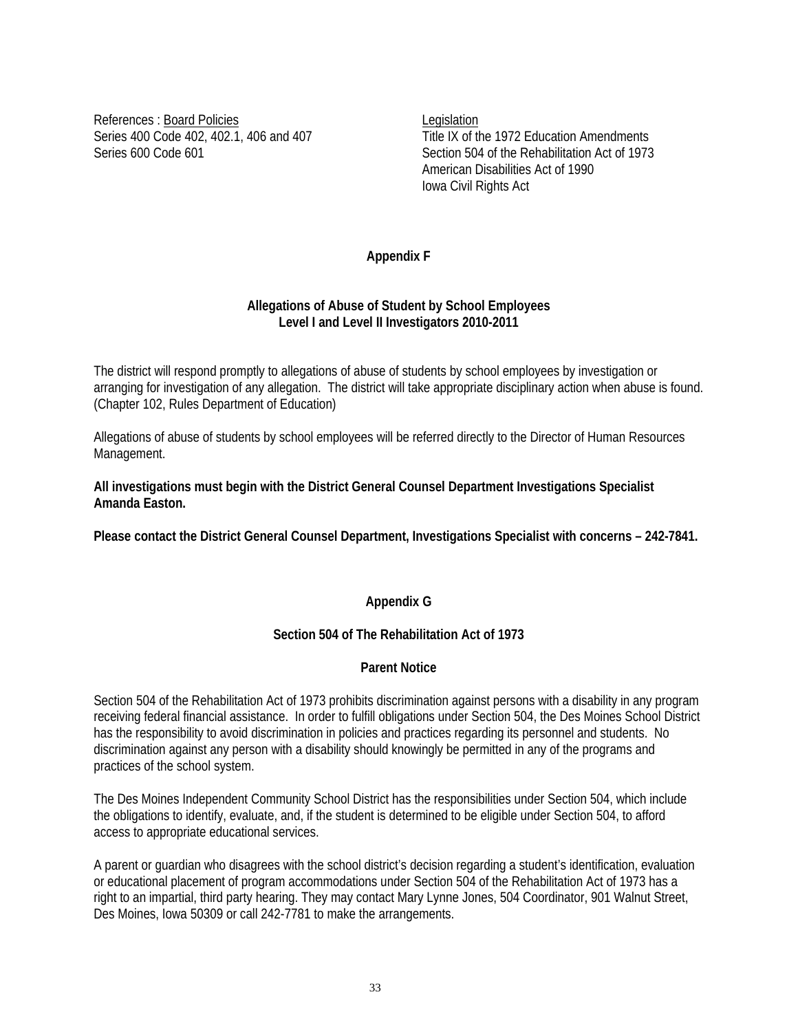References : <u>Board Policies</u>
Series 400 Code 402, 402.1, 406 and 407
Series 600 Code 601

<u>Legislation</u>
Title IX of the 1972 Education Amendments
Section 504 of the Rehabilitation Act of 1973
American Disabilities Act of 1990
Iowa Civil Rights Act

## Appendix F

### Allegations of Abuse of Student by School Employees
### Level I and Level II Investigators 2010-2011

The district will respond promptly to allegations of abuse of students by school employees by investigation or arranging for investigation of any allegation. The district will take appropriate disciplinary action when abuse is found. (Chapter 102, Rules Department of Education)

Allegations of abuse of students by school employees will be referred directly to the Director of Human Resources Management.

**All investigations must begin with the District General Counsel Department Investigations Specialist Amanda Easton.**

**Please contact the District General Counsel Department, Investigations Specialist with concerns – 242-7841.**

## Appendix G

### Section 504 of The Rehabilitation Act of 1973

### Parent Notice

Section 504 of the Rehabilitation Act of 1973 prohibits discrimination against persons with a disability in any program receiving federal financial assistance. In order to fulfill obligations under Section 504, the Des Moines School District has the responsibility to avoid discrimination in policies and practices regarding its personnel and students. No discrimination against any person with a disability should knowingly be permitted in any of the programs and practices of the school system.

The Des Moines Independent Community School District has the responsibilities under Section 504, which include the obligations to identify, evaluate, and, if the student is determined to be eligible under Section 504, to afford access to appropriate educational services.

A parent or guardian who disagrees with the school district's decision regarding a student's identification, evaluation or educational placement of program accommodations under Section 504 of the Rehabilitation Act of 1973 has a right to an impartial, third party hearing. They may contact Mary Lynne Jones, 504 Coordinator, 901 Walnut Street, Des Moines, Iowa 50309 or call 242-7781 to make the arrangements.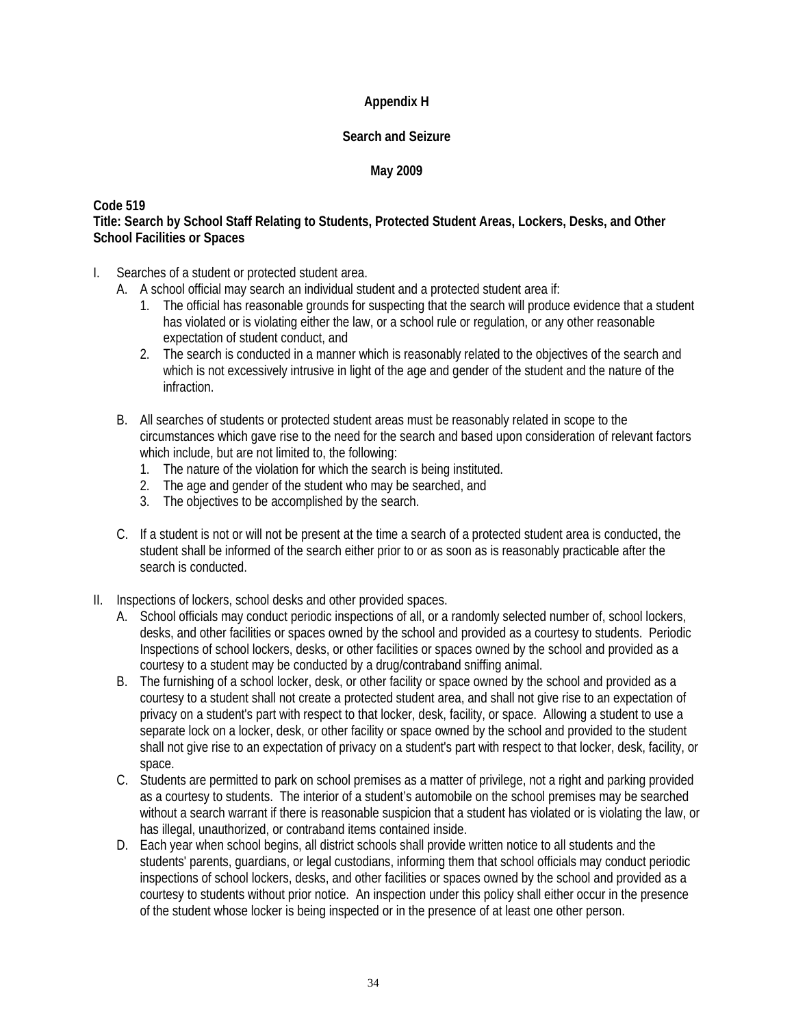**Appendix H**

**Search and Seizure**

**May 2009**

**Code 519**
**Title: Search by School Staff Relating to Students, Protected Student Areas, Lockers, Desks, and Other School Facilities or Spaces**

I. Searches of a student or protected student area.
   A. A school official may search an individual student and a protected student area if:
      1. The official has reasonable grounds for suspecting that the search will produce evidence that a student has violated or is violating either the law, or a school rule or regulation, or any other reasonable expectation of student conduct, and
      2. The search is conducted in a manner which is reasonably related to the objectives of the search and which is not excessively intrusive in light of the age and gender of the student and the nature of the infraction.

   B. All searches of students or protected student areas must be reasonably related in scope to the circumstances which gave rise to the need for the search and based upon consideration of relevant factors which include, but are not limited to, the following:
      1. The nature of the violation for which the search is being instituted.
      2. The age and gender of the student who may be searched, and
      3. The objectives to be accomplished by the search.

   C. If a student is not or will not be present at the time a search of a protected student area is conducted, the student shall be informed of the search either prior to or as soon as is reasonably practicable after the search is conducted.

II. Inspections of lockers, school desks and other provided spaces.
   A. School officials may conduct periodic inspections of all, or a randomly selected number of, school lockers, desks, and other facilities or spaces owned by the school and provided as a courtesy to students. Periodic Inspections of school lockers, desks, or other facilities or spaces owned by the school and provided as a courtesy to a student may be conducted by a drug/contraband sniffing animal.
   B. The furnishing of a school locker, desk, or other facility or space owned by the school and provided as a courtesy to a student shall not create a protected student area, and shall not give rise to an expectation of privacy on a student's part with respect to that locker, desk, facility, or space. Allowing a student to use a separate lock on a locker, desk, or other facility or space owned by the school and provided to the student shall not give rise to an expectation of privacy on a student's part with respect to that locker, desk, facility, or space.
   C. Students are permitted to park on school premises as a matter of privilege, not a right and parking provided as a courtesy to students. The interior of a student's automobile on the school premises may be searched without a search warrant if there is reasonable suspicion that a student has violated or is violating the law, or has illegal, unauthorized, or contraband items contained inside.
   D. Each year when school begins, all district schools shall provide written notice to all students and the students' parents, guardians, or legal custodians, informing them that school officials may conduct periodic inspections of school lockers, desks, and other facilities or spaces owned by the school and provided as a courtesy to students without prior notice. An inspection under this policy shall either occur in the presence of the student whose locker is being inspected or in the presence of at least one other person.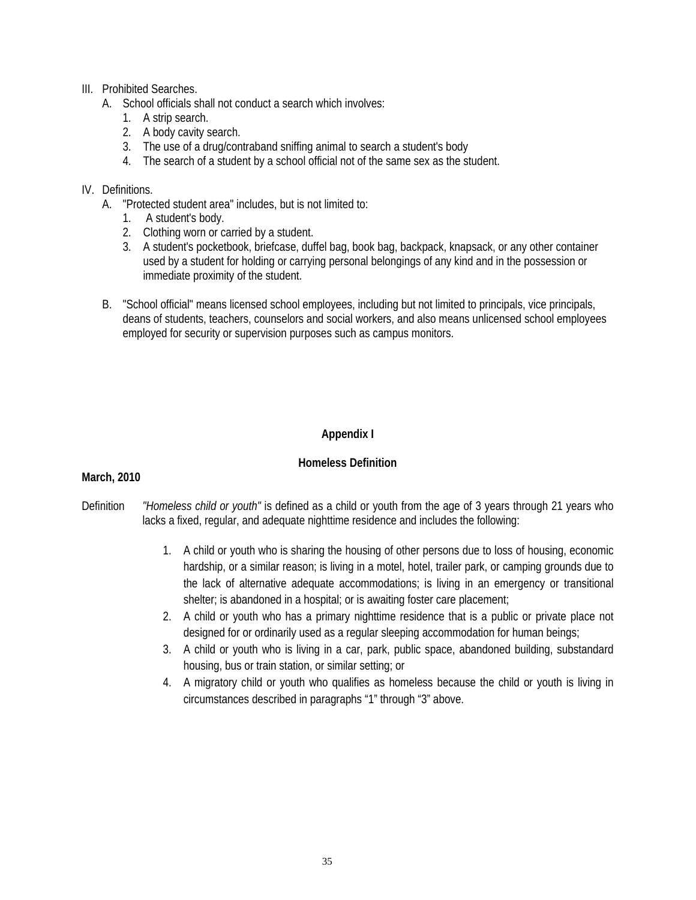III. Prohibited Searches.
   A. School officials shall not conduct a search which involves:
      1. A strip search.
      2. A body cavity search.
      3. The use of a drug/contraband sniffing animal to search a student's body
      4. The search of a student by a school official not of the same sex as the student.

IV. Definitions.
   A. "Protected student area" includes, but is not limited to:
      1. A student's body.
      2. Clothing worn or carried by a student.
      3. A student's pocketbook, briefcase, duffel bag, book bag, backpack, knapsack, or any other container used by a student for holding or carrying personal belongings of any kind and in the possession or immediate proximity of the student.

   B. "School official" means licensed school employees, including but not limited to principals, vice principals, deans of students, teachers, counselors and social workers, and also means unlicensed school employees employed for security or supervision purposes such as campus monitors.

## Appendix I

## Homeless Definition

**March, 2010**

Definition *"Homeless child or youth"* is defined as a child or youth from the age of 3 years through 21 years who lacks a fixed, regular, and adequate nighttime residence and includes the following:

1. A child or youth who is sharing the housing of other persons due to loss of housing, economic hardship, or a similar reason; is living in a motel, hotel, trailer park, or camping grounds due to the lack of alternative adequate accommodations; is living in an emergency or transitional shelter; is abandoned in a hospital; or is awaiting foster care placement;
2. A child or youth who has a primary nighttime residence that is a public or private place not designed for or ordinarily used as a regular sleeping accommodation for human beings;
3. A child or youth who is living in a car, park, public space, abandoned building, substandard housing, bus or train station, or similar setting; or
4. A migratory child or youth who qualifies as homeless because the child or youth is living in circumstances described in paragraphs "1" through "3" above.